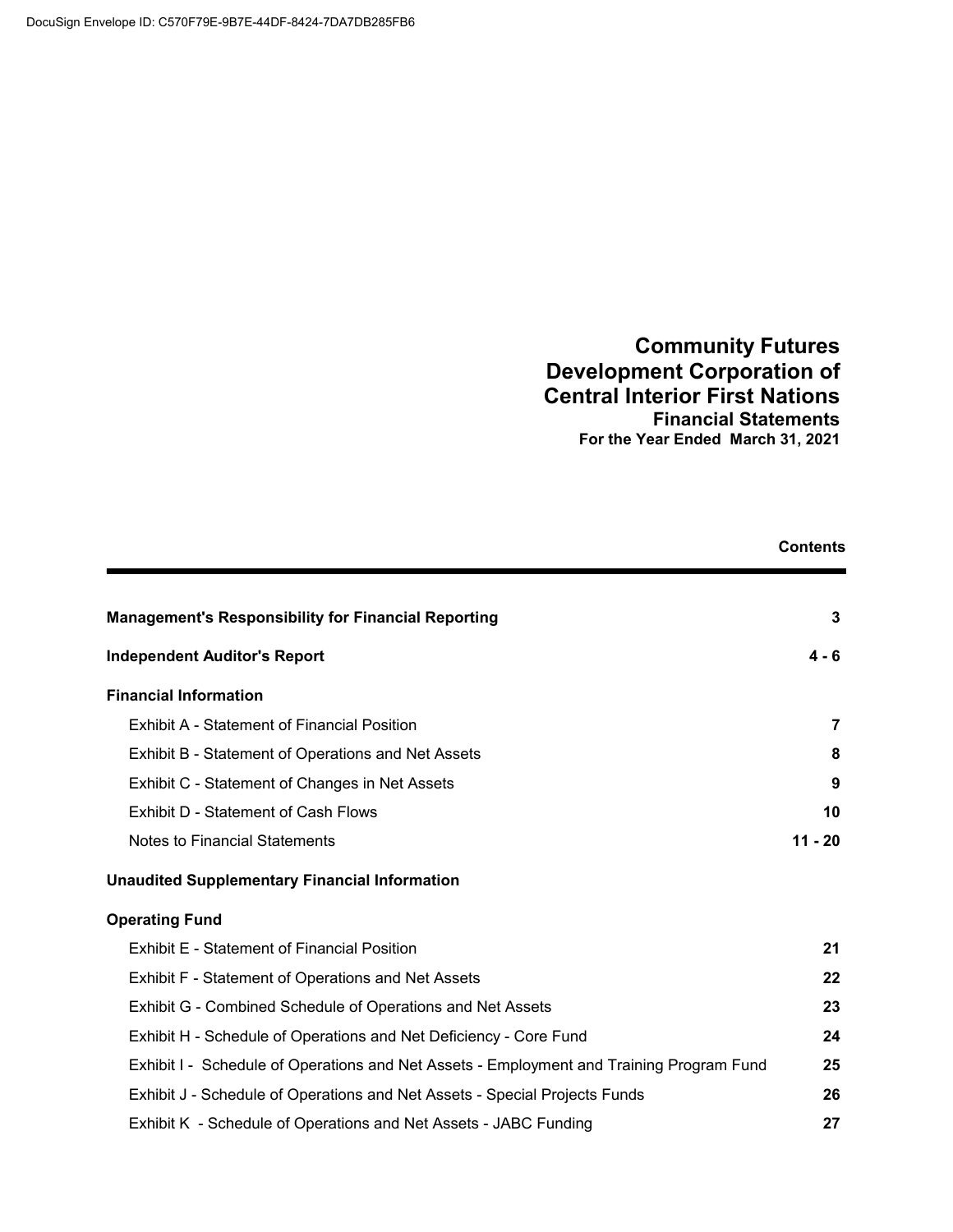DocuSign Envelope ID: C570F79E-9B7E-44DF-8424-7DA7DB285FB6

# Community Futures Development Corporation of Central Interior First Nations

## Financial Statements

**For the Year Ended March 31, 2021**

## Contents

| | |
|---|---|
| **Management's Responsibility for Financial Reporting** | **3** |
| **Independent Auditor's Report** | **4 - 6** |
| **Financial Information** | |
| Exhibit A - Statement of Financial Position | **7** |
| Exhibit B - Statement of Operations and Net Assets | **8** |
| Exhibit C - Statement of Changes in Net Assets | **9** |
| Exhibit D - Statement of Cash Flows | **10** |
| Notes to Financial Statements | **11 - 20** |
| **Unaudited Supplementary Financial Information** | |
| **Operating Fund** | |
| Exhibit E - Statement of Financial Position | **21** |
| Exhibit F - Statement of Operations and Net Assets | **22** |
| Exhibit G - Combined Schedule of Operations and Net Assets | **23** |
| Exhibit H - Schedule of Operations and Net Deficiency - Core Fund | **24** |
| Exhibit I - Schedule of Operations and Net Assets - Employment and Training Program Fund | **25** |
| Exhibit J - Schedule of Operations and Net Assets - Special Projects Funds | **26** |
| Exhibit K - Schedule of Operations and Net Assets - JABC Funding | **27** |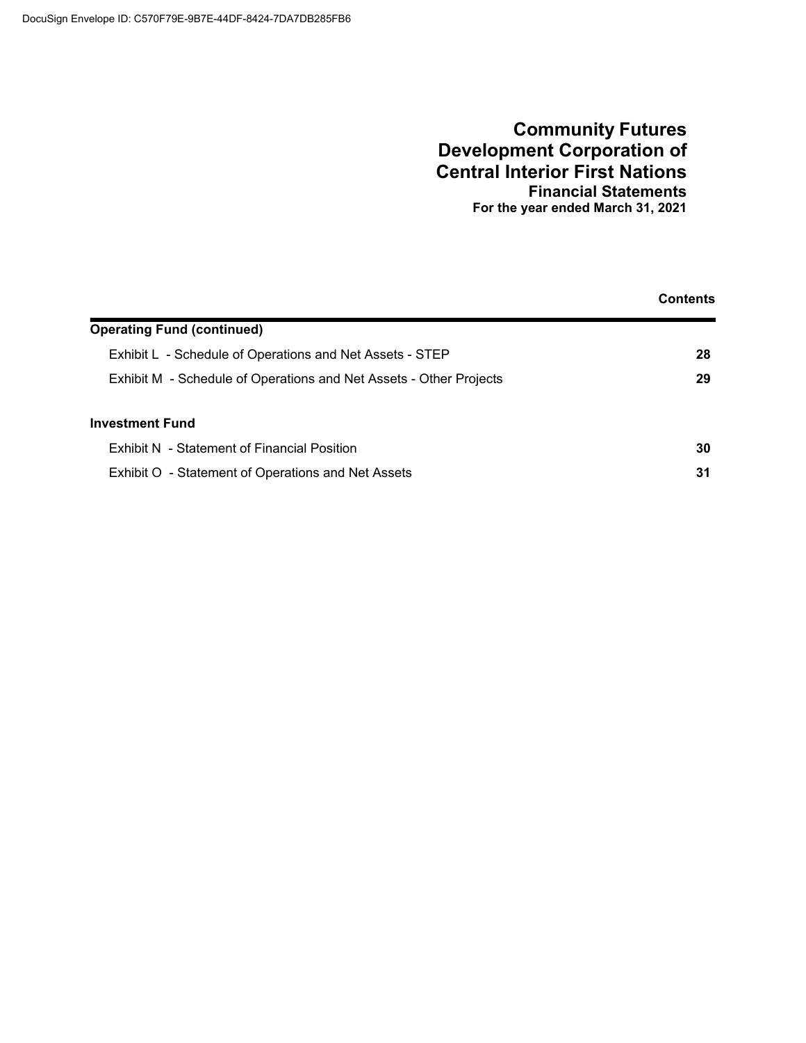# Community Futures Development Corporation of Central Interior First Nations

## Financial Statements

**For the year ended March 31, 2021**

**Contents**

| | |
|---|---|
| **Operating Fund (continued)** | |
| Exhibit L - Schedule of Operations and Net Assets - STEP | **28** |
| Exhibit M - Schedule of Operations and Net Assets - Other Projects | **29** |
| **Investment Fund** | |
| Exhibit N - Statement of Financial Position | **30** |
| Exhibit O - Statement of Operations and Net Assets | **31** |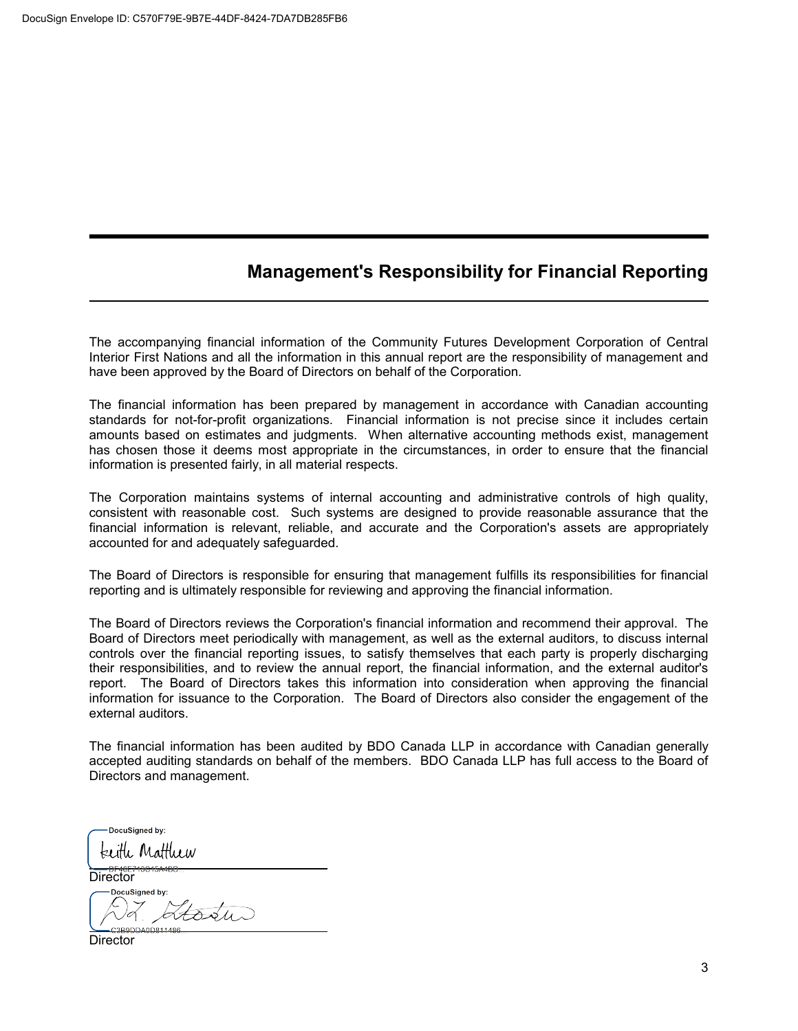# Management's Responsibility for Financial Reporting

The accompanying financial information of the Community Futures Development Corporation of Central Interior First Nations and all the information in this annual report are the responsibility of management and have been approved by the Board of Directors on behalf of the Corporation.

The financial information has been prepared by management in accordance with Canadian accounting standards for not-for-profit organizations. Financial information is not precise since it includes certain amounts based on estimates and judgments. When alternative accounting methods exist, management has chosen those it deems most appropriate in the circumstances, in order to ensure that the financial information is presented fairly, in all material respects.

The Corporation maintains systems of internal accounting and administrative controls of high quality, consistent with reasonable cost. Such systems are designed to provide reasonable assurance that the financial information is relevant, reliable, and accurate and the Corporation's assets are appropriately accounted for and adequately safeguarded.

The Board of Directors is responsible for ensuring that management fulfills its responsibilities for financial reporting and is ultimately responsible for reviewing and approving the financial information.

The Board of Directors reviews the Corporation's financial information and recommend their approval. The Board of Directors meet periodically with management, as well as the external auditors, to discuss internal controls over the financial reporting issues, to satisfy themselves that each party is properly discharging their responsibilities, and to review the annual report, the financial information, and the external auditor's report. The Board of Directors takes this information into consideration when approving the financial information for issuance to the Corporation. The Board of Directors also consider the engagement of the external auditors.

The financial information has been audited by BDO Canada LLP in accordance with Canadian generally accepted auditing standards on behalf of the members. BDO Canada LLP has full access to the Board of Directors and management.

DocuSigned by:
Keith Matthew

Director

DocuSigned by:

Director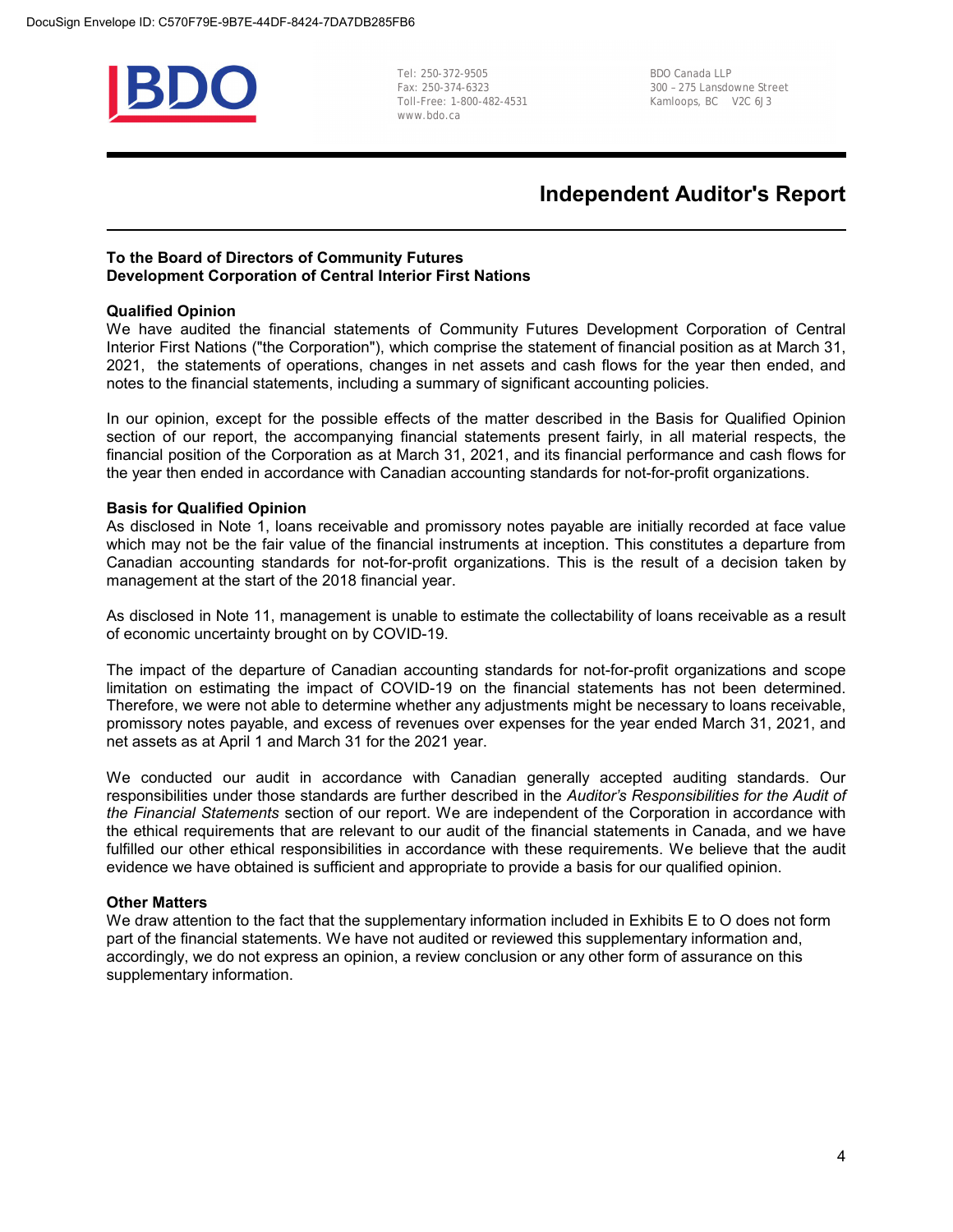Tel: 250-372-9505
Fax: 250-374-6323
Toll-Free: 1-800-482-4531
www.bdo.ca

BDO Canada LLP
300 – 275 Lansdowne Street
Kamloops, BC V2C 6J3

# Independent Auditor's Report

**To the Board of Directors of Community Futures Development Corporation of Central Interior First Nations**

### Qualified Opinion

We have audited the financial statements of Community Futures Development Corporation of Central Interior First Nations ("the Corporation"), which comprise the statement of financial position as at March 31, 2021, the statements of operations, changes in net assets and cash flows for the year then ended, and notes to the financial statements, including a summary of significant accounting policies.

In our opinion, except for the possible effects of the matter described in the Basis for Qualified Opinion section of our report, the accompanying financial statements present fairly, in all material respects, the financial position of the Corporation as at March 31, 2021, and its financial performance and cash flows for the year then ended in accordance with Canadian accounting standards for not-for-profit organizations.

### Basis for Qualified Opinion

As disclosed in Note 1, loans receivable and promissory notes payable are initially recorded at face value which may not be the fair value of the financial instruments at inception. This constitutes a departure from Canadian accounting standards for not-for-profit organizations. This is the result of a decision taken by management at the start of the 2018 financial year.

As disclosed in Note 11, management is unable to estimate the collectability of loans receivable as a result of economic uncertainty brought on by COVID-19.

The impact of the departure of Canadian accounting standards for not-for-profit organizations and scope limitation on estimating the impact of COVID-19 on the financial statements has not been determined. Therefore, we were not able to determine whether any adjustments might be necessary to loans receivable, promissory notes payable, and excess of revenues over expenses for the year ended March 31, 2021, and net assets as at April 1 and March 31 for the 2021 year.

We conducted our audit in accordance with Canadian generally accepted auditing standards. Our responsibilities under those standards are further described in the *Auditor's Responsibilities for the Audit of the Financial Statements* section of our report. We are independent of the Corporation in accordance with the ethical requirements that are relevant to our audit of the financial statements in Canada, and we have fulfilled our other ethical responsibilities in accordance with these requirements. We believe that the audit evidence we have obtained is sufficient and appropriate to provide a basis for our qualified opinion.

### Other Matters

We draw attention to the fact that the supplementary information included in Exhibits E to O does not form part of the financial statements. We have not audited or reviewed this supplementary information and, accordingly, we do not express an opinion, a review conclusion or any other form of assurance on this supplementary information.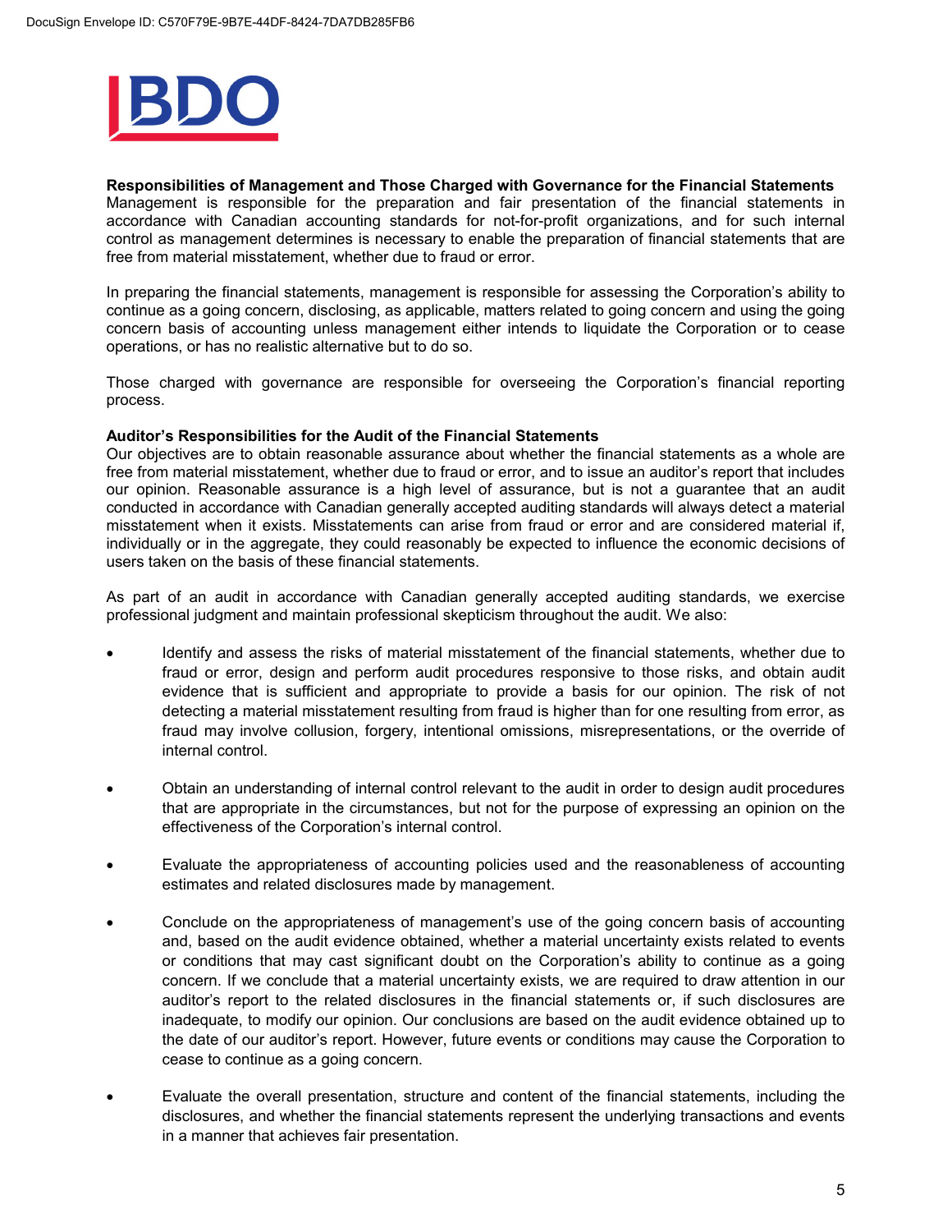**Responsibilities of Management and Those Charged with Governance for the Financial Statements**
Management is responsible for the preparation and fair presentation of the financial statements in accordance with Canadian accounting standards for not-for-profit organizations, and for such internal control as management determines is necessary to enable the preparation of financial statements that are free from material misstatement, whether due to fraud or error.

In preparing the financial statements, management is responsible for assessing the Corporation's ability to continue as a going concern, disclosing, as applicable, matters related to going concern and using the going concern basis of accounting unless management either intends to liquidate the Corporation or to cease operations, or has no realistic alternative but to do so.

Those charged with governance are responsible for overseeing the Corporation's financial reporting process.

**Auditor's Responsibilities for the Audit of the Financial Statements**
Our objectives are to obtain reasonable assurance about whether the financial statements as a whole are free from material misstatement, whether due to fraud or error, and to issue an auditor's report that includes our opinion. Reasonable assurance is a high level of assurance, but is not a guarantee that an audit conducted in accordance with Canadian generally accepted auditing standards will always detect a material misstatement when it exists. Misstatements can arise from fraud or error and are considered material if, individually or in the aggregate, they could reasonably be expected to influence the economic decisions of users taken on the basis of these financial statements.

As part of an audit in accordance with Canadian generally accepted auditing standards, we exercise professional judgment and maintain professional skepticism throughout the audit. We also:

- Identify and assess the risks of material misstatement of the financial statements, whether due to fraud or error, design and perform audit procedures responsive to those risks, and obtain audit evidence that is sufficient and appropriate to provide a basis for our opinion. The risk of not detecting a material misstatement resulting from fraud is higher than for one resulting from error, as fraud may involve collusion, forgery, intentional omissions, misrepresentations, or the override of internal control.

- Obtain an understanding of internal control relevant to the audit in order to design audit procedures that are appropriate in the circumstances, but not for the purpose of expressing an opinion on the effectiveness of the Corporation's internal control.

- Evaluate the appropriateness of accounting policies used and the reasonableness of accounting estimates and related disclosures made by management.

- Conclude on the appropriateness of management's use of the going concern basis of accounting and, based on the audit evidence obtained, whether a material uncertainty exists related to events or conditions that may cast significant doubt on the Corporation's ability to continue as a going concern. If we conclude that a material uncertainty exists, we are required to draw attention in our auditor's report to the related disclosures in the financial statements or, if such disclosures are inadequate, to modify our opinion. Our conclusions are based on the audit evidence obtained up to the date of our auditor's report. However, future events or conditions may cause the Corporation to cease to continue as a going concern.

- Evaluate the overall presentation, structure and content of the financial statements, including the disclosures, and whether the financial statements represent the underlying transactions and events in a manner that achieves fair presentation.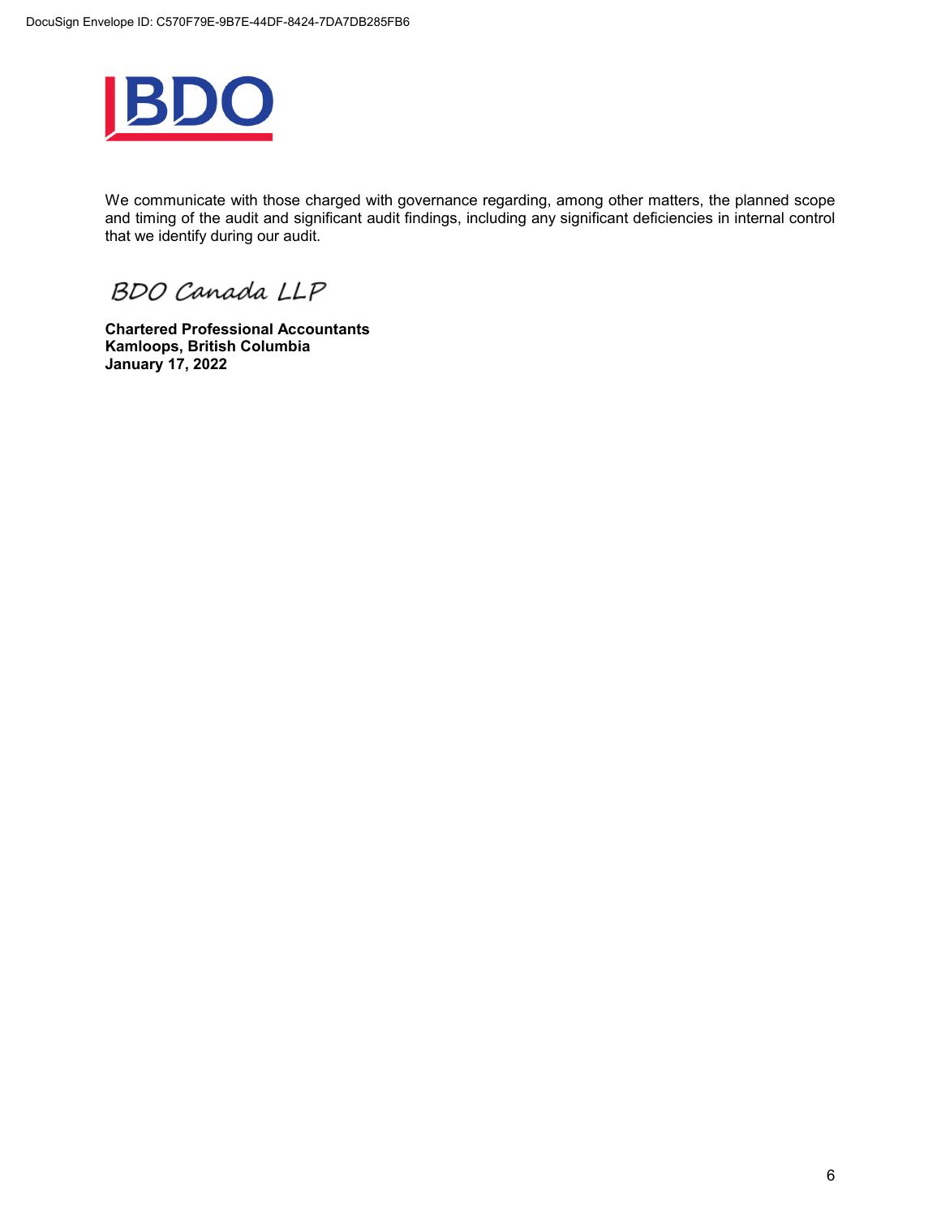We communicate with those charged with governance regarding, among other matters, the planned scope and timing of the audit and significant audit findings, including any significant deficiencies in internal control that we identify during our audit.

BDO Canada LLP

**Chartered Professional Accountants**
**Kamloops, British Columbia**
**January 17, 2022**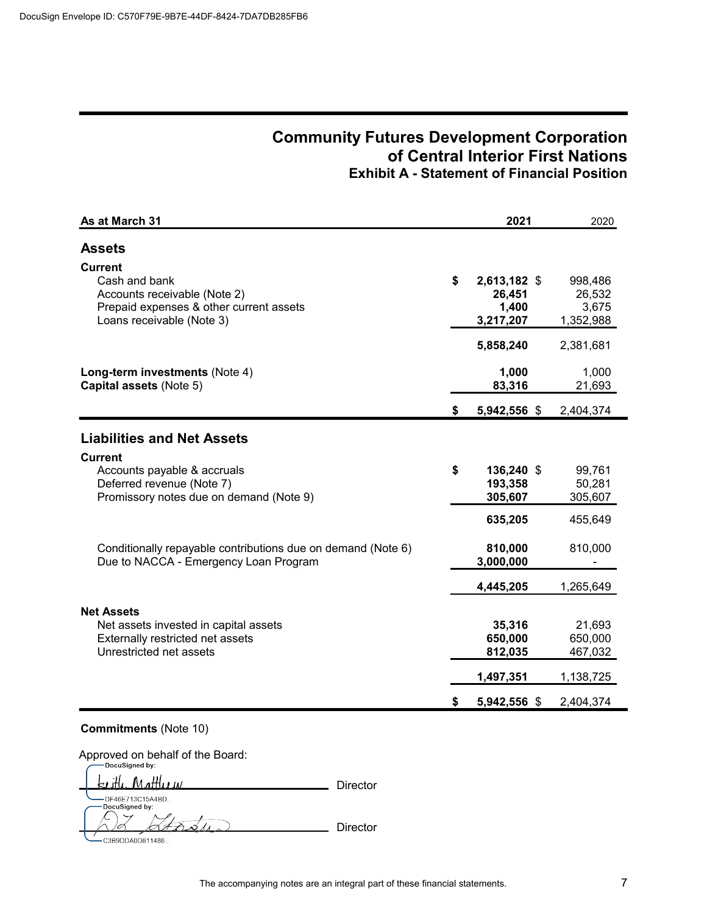DocuSign Envelope ID: C570F79E-9B7E-44DF-8424-7DA7DB285FB6

# Community Futures Development Corporation of Central Interior First Nations

## Exhibit A - Statement of Financial Position

| As at March 31 | 2021 | 2020 |
|---|---|---|
| **Assets** | | |
| **Current** | | |
| Cash and bank | $ **2,613,182** | $ 998,486 |
| Accounts receivable (Note 2) | **26,451** | 26,532 |
| Prepaid expenses & other current assets | **1,400** | 3,675 |
| Loans receivable (Note 3) | **3,217,207** | 1,352,988 |
| | **5,858,240** | 2,381,681 |
| **Long-term investments** (Note 4) | **1,000** | 1,000 |
| **Capital assets** (Note 5) | **83,316** | 21,693 |
| | $ **5,942,556** | $ 2,404,374 |
| **Liabilities and Net Assets** | | |
| **Current** | | |
| Accounts payable & accruals | $ **136,240** | $ 99,761 |
| Deferred revenue (Note 7) | **193,358** | 50,281 |
| Promissory notes due on demand (Note 9) | **305,607** | 305,607 |
| | **635,205** | 455,649 |
| Conditionally repayable contributions due on demand (Note 6) | **810,000** | 810,000 |
| Due to NACCA - Emergency Loan Program | **3,000,000** | - |
| | **4,445,205** | 1,265,649 |
| **Net Assets** | | |
| Net assets invested in capital assets | **35,316** | 21,693 |
| Externally restricted net assets | **650,000** | 650,000 |
| Unrestricted net assets | **812,035** | 467,032 |
| | **1,497,351** | 1,138,725 |
| | $ **5,942,556** | $ 2,404,374 |

**Commitments** (Note 10)

Approved on behalf of the Board:

DocuSigned by: Keith Matthew — Director
DF46E713C15A4BD...

DocuSigned by: — Director
C3B9DDA0D811486...

The accompanying notes are an integral part of these financial statements.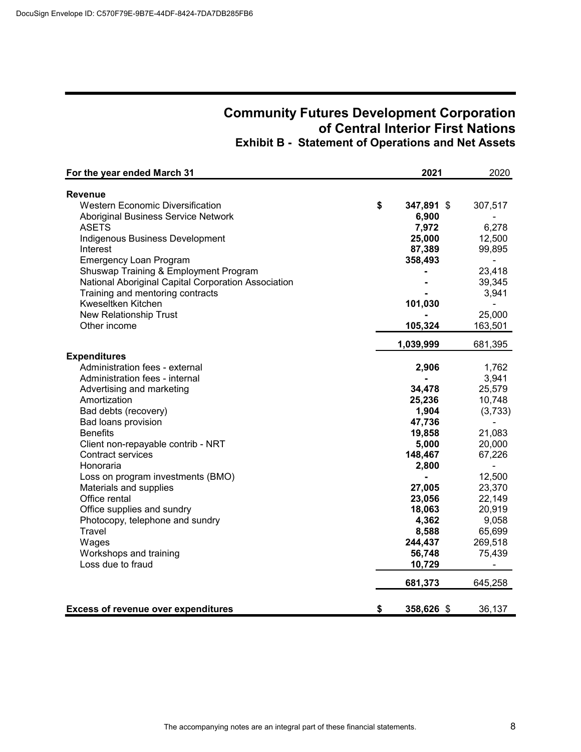# Community Futures Development Corporation of Central Interior First Nations

## Exhibit B - Statement of Operations and Net Assets

| For the year ended March 31 | 2021 | 2020 |
|---|---|---|
| **Revenue** | | |
| Western Economic Diversification | $ 347,891 | $ 307,517 |
| Aboriginal Business Service Network | 6,900 | - |
| ASETS | 7,972 | 6,278 |
| Indigenous Business Development | 25,000 | 12,500 |
| Interest | 87,389 | 99,895 |
| Emergency Loan Program | 358,493 | - |
| Shuswap Training & Employment Program | - | 23,418 |
| National Aboriginal Capital Corporation Association | - | 39,345 |
| Training and mentoring contracts | - | 3,941 |
| Kweseltken Kitchen | 101,030 | - |
| New Relationship Trust | - | 25,000 |
| Other income | 105,324 | 163,501 |
| | 1,039,999 | 681,395 |
| **Expenditures** | | |
| Administration fees - external | 2,906 | 1,762 |
| Administration fees - internal | - | 3,941 |
| Advertising and marketing | 34,478 | 25,579 |
| Amortization | 25,236 | 10,748 |
| Bad debts (recovery) | 1,904 | (3,733) |
| Bad loans provision | 47,736 | - |
| Benefits | 19,858 | 21,083 |
| Client non-repayable contrib - NRT | 5,000 | 20,000 |
| Contract services | 148,467 | 67,226 |
| Honoraria | 2,800 | - |
| Loss on program investments (BMO) | - | 12,500 |
| Materials and supplies | 27,005 | 23,370 |
| Office rental | 23,056 | 22,149 |
| Office supplies and sundry | 18,063 | 20,919 |
| Photocopy, telephone and sundry | 4,362 | 9,058 |
| Travel | 8,588 | 65,699 |
| Wages | 244,437 | 269,518 |
| Workshops and training | 56,748 | 75,439 |
| Loss due to fraud | 10,729 | - |
| | 681,373 | 645,258 |
| **Excess of revenue over expenditures** | $ 358,626 | $ 36,137 |

The accompanying notes are an integral part of these financial statements.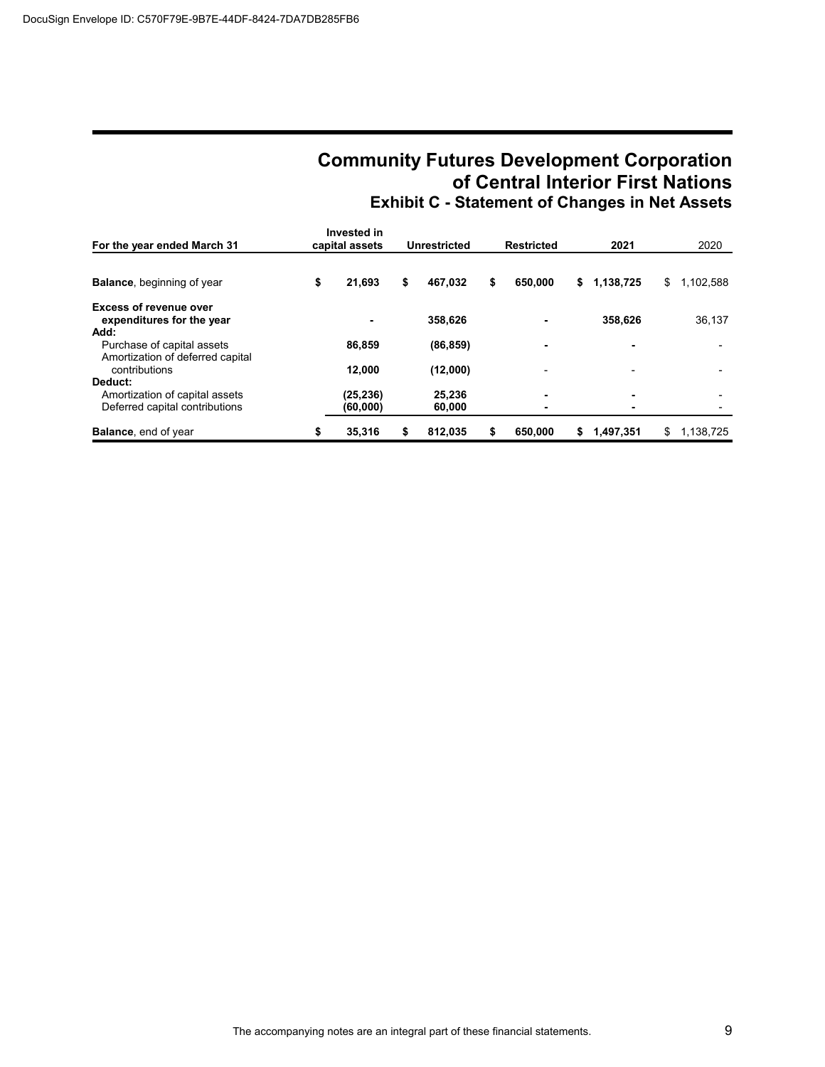DocuSign Envelope ID: C570F79E-9B7E-44DF-8424-7DA7DB285FB6

# Community Futures Development Corporation of Central Interior First Nations

## Exhibit C - Statement of Changes in Net Assets

| For the year ended March 31 | Invested in capital assets | Unrestricted | Restricted | 2021 | 2020 |
|---|---|---|---|---|---|
| **Balance**, beginning of year | **$ 21,693** | **$ 467,032** | **$ 650,000** | **$ 1,138,725** | $ 1,102,588 |
| **Excess of revenue over expenditures for the year** | **-** | **358,626** | **-** | **358,626** | 36,137 |
| **Add:** | | | | | |
| Purchase of capital assets | **86,859** | **(86,859)** | **-** | **-** | - |
| Amortization of deferred capital contributions | **12,000** | **(12,000)** | - | - | - |
| **Deduct:** | | | | | |
| Amortization of capital assets | **(25,236)** | **25,236** | **-** | **-** | - |
| Deferred capital contributions | **(60,000)** | **60,000** | **-** | **-** | - |
| **Balance**, end of year | **$ 35,316** | **$ 812,035** | **$ 650,000** | **$ 1,497,351** | $ 1,138,725 |

The accompanying notes are an integral part of these financial statements.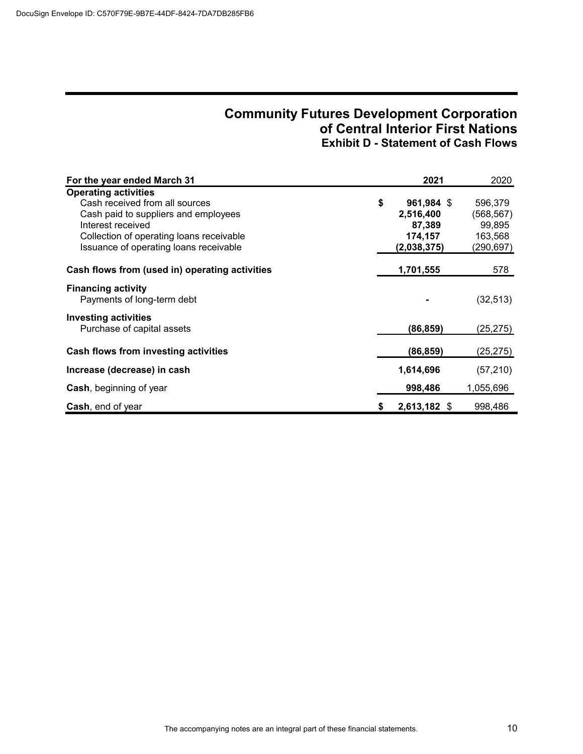# Community Futures Development Corporation of Central Interior First Nations

## Exhibit D - Statement of Cash Flows

| For the year ended March 31 | 2021 | 2020 |
|---|---|---|
| **Operating activities** | | |
| Cash received from all sources | **$ 961,984** | $ 596,379 |
| Cash paid to suppliers and employees | **2,516,400** | (568,567) |
| Interest received | **87,389** | 99,895 |
| Collection of operating loans receivable | **174,157** | 163,568 |
| Issuance of operating loans receivable | **(2,038,375)** | (290,697) |
| **Cash flows from (used in) operating activities** | **1,701,555** | 578 |
| **Financing activity** | | |
| Payments of long-term debt | **-** | (32,513) |
| **Investing activities** | | |
| Purchase of capital assets | **(86,859)** | (25,275) |
| **Cash flows from investing activities** | **(86,859)** | (25,275) |
| **Increase (decrease) in cash** | **1,614,696** | (57,210) |
| **Cash**, beginning of year | **998,486** | 1,055,696 |
| **Cash**, end of year | **$ 2,613,182** | $ 998,486 |

The accompanying notes are an integral part of these financial statements.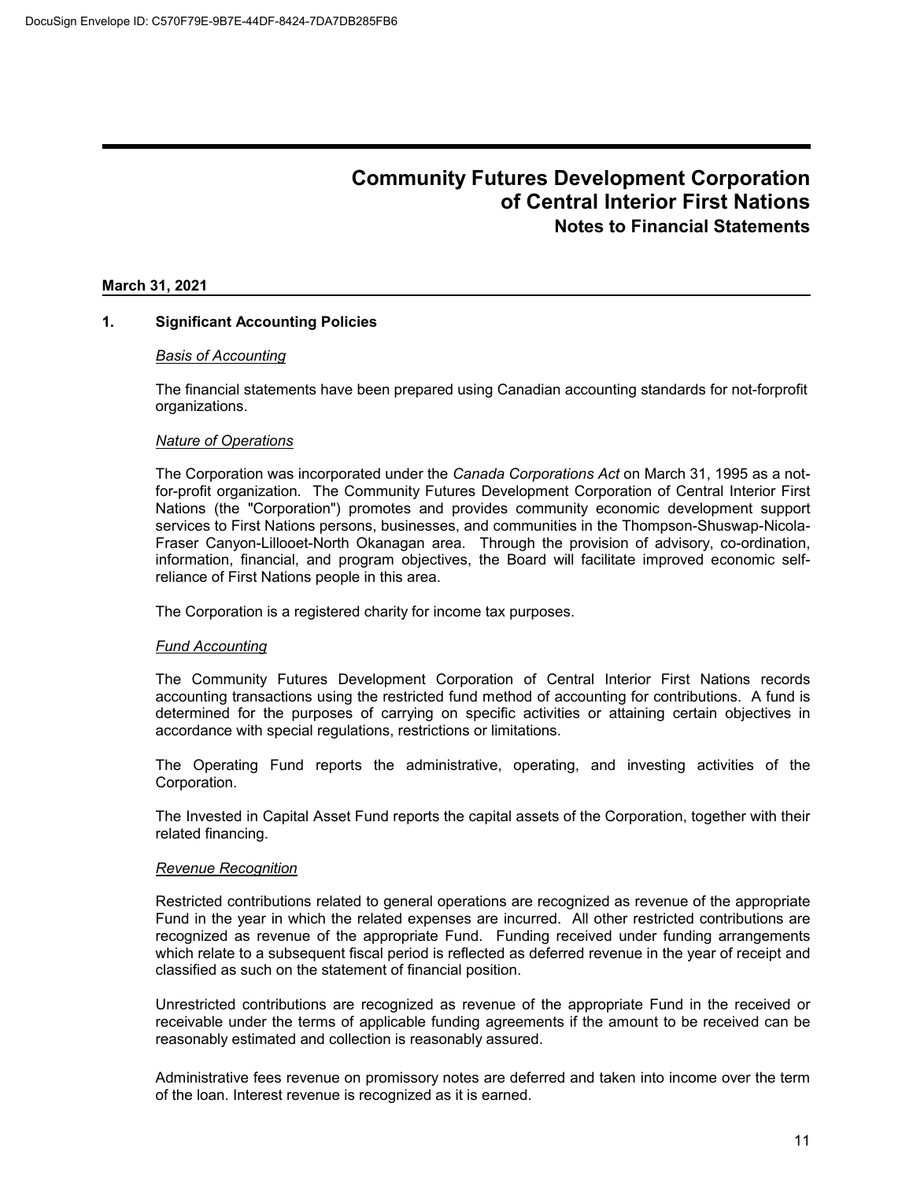# Community Futures Development Corporation of Central Interior First Nations

## Notes to Financial Statements

**March 31, 2021**

### 1. Significant Accounting Policies

*Basis of Accounting*

The financial statements have been prepared using Canadian accounting standards for not-forprofit organizations.

*Nature of Operations*

The Corporation was incorporated under the *Canada Corporations Act* on March 31, 1995 as a not-for-profit organization. The Community Futures Development Corporation of Central Interior First Nations (the "Corporation") promotes and provides community economic development support services to First Nations persons, businesses, and communities in the Thompson-Shuswap-Nicola-Fraser Canyon-Lillooet-North Okanagan area. Through the provision of advisory, co-ordination, information, financial, and program objectives, the Board will facilitate improved economic self-reliance of First Nations people in this area.

The Corporation is a registered charity for income tax purposes.

*Fund Accounting*

The Community Futures Development Corporation of Central Interior First Nations records accounting transactions using the restricted fund method of accounting for contributions. A fund is determined for the purposes of carrying on specific activities or attaining certain objectives in accordance with special regulations, restrictions or limitations.

The Operating Fund reports the administrative, operating, and investing activities of the Corporation.

The Invested in Capital Asset Fund reports the capital assets of the Corporation, together with their related financing.

*Revenue Recognition*

Restricted contributions related to general operations are recognized as revenue of the appropriate Fund in the year in which the related expenses are incurred. All other restricted contributions are recognized as revenue of the appropriate Fund. Funding received under funding arrangements which relate to a subsequent fiscal period is reflected as deferred revenue in the year of receipt and classified as such on the statement of financial position.

Unrestricted contributions are recognized as revenue of the appropriate Fund in the received or receivable under the terms of applicable funding agreements if the amount to be received can be reasonably estimated and collection is reasonably assured.

Administrative fees revenue on promissory notes are deferred and taken into income over the term of the loan. Interest revenue is recognized as it is earned.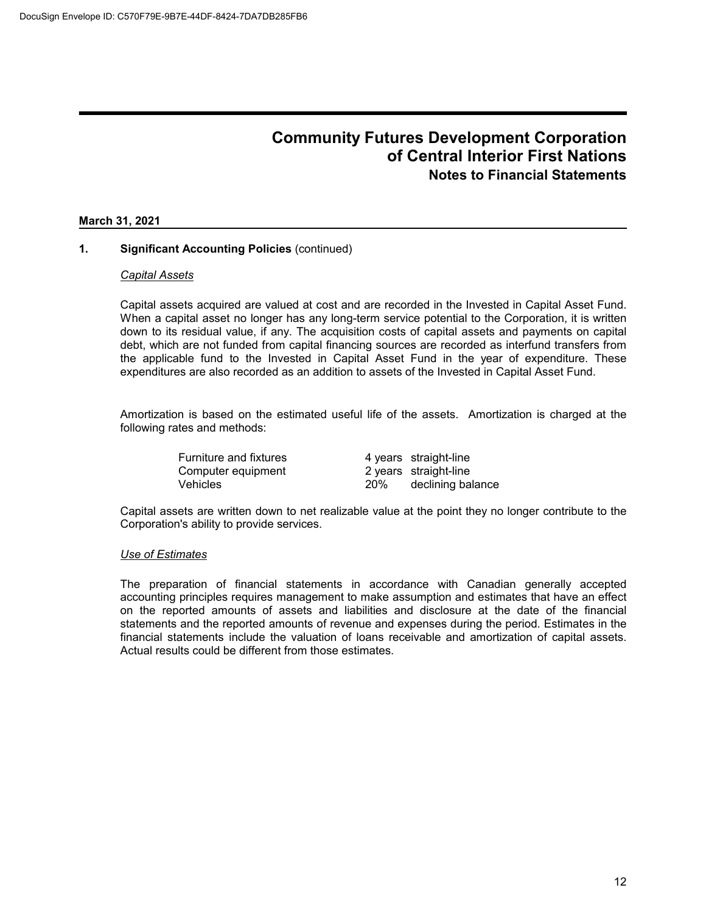# Community Futures Development Corporation of Central Interior First Nations

## Notes to Financial Statements

**March 31, 2021**

### 1. Significant Accounting Policies (continued)

*Capital Assets*

Capital assets acquired are valued at cost and are recorded in the Invested in Capital Asset Fund. When a capital asset no longer has any long-term service potential to the Corporation, it is written down to its residual value, if any. The acquisition costs of capital assets and payments on capital debt, which are not funded from capital financing sources are recorded as interfund transfers from the applicable fund to the Invested in Capital Asset Fund in the year of expenditure. These expenditures are also recorded as an addition to assets of the Invested in Capital Asset Fund.

Amortization is based on the estimated useful life of the assets. Amortization is charged at the following rates and methods:

| | | |
|---|---|---|
| Furniture and fixtures | 4 years | straight-line |
| Computer equipment | 2 years | straight-line |
| Vehicles | 20% | declining balance |

Capital assets are written down to net realizable value at the point they no longer contribute to the Corporation's ability to provide services.

*Use of Estimates*

The preparation of financial statements in accordance with Canadian generally accepted accounting principles requires management to make assumption and estimates that have an effect on the reported amounts of assets and liabilities and disclosure at the date of the financial statements and the reported amounts of revenue and expenses during the period. Estimates in the financial statements include the valuation of loans receivable and amortization of capital assets. Actual results could be different from those estimates.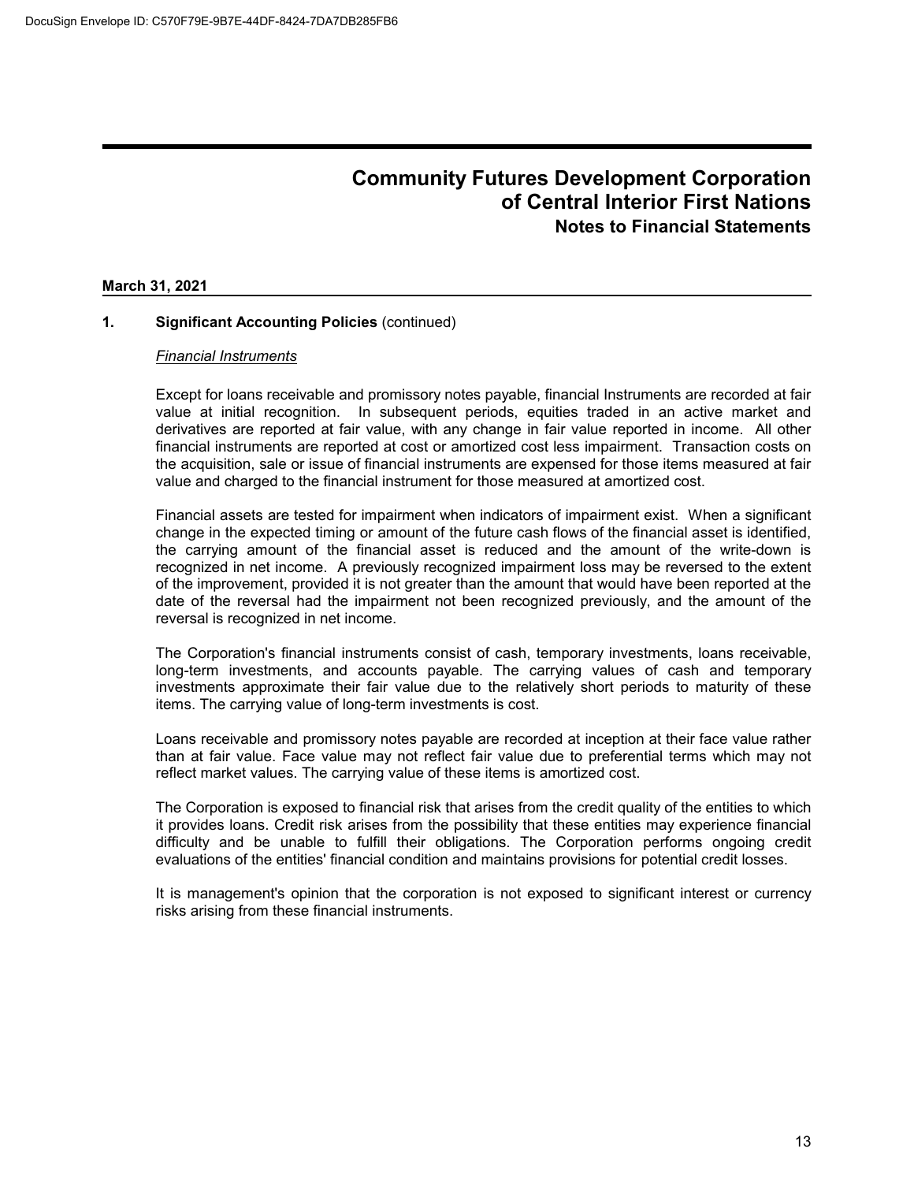# Community Futures Development Corporation of Central Interior First Nations

## Notes to Financial Statements

**March 31, 2021**

### 1. Significant Accounting Policies (continued)

*Financial Instruments*

Except for loans receivable and promissory notes payable, financial Instruments are recorded at fair value at initial recognition. In subsequent periods, equities traded in an active market and derivatives are reported at fair value, with any change in fair value reported in income. All other financial instruments are reported at cost or amortized cost less impairment. Transaction costs on the acquisition, sale or issue of financial instruments are expensed for those items measured at fair value and charged to the financial instrument for those measured at amortized cost.

Financial assets are tested for impairment when indicators of impairment exist. When a significant change in the expected timing or amount of the future cash flows of the financial asset is identified, the carrying amount of the financial asset is reduced and the amount of the write-down is recognized in net income. A previously recognized impairment loss may be reversed to the extent of the improvement, provided it is not greater than the amount that would have been reported at the date of the reversal had the impairment not been recognized previously, and the amount of the reversal is recognized in net income.

The Corporation's financial instruments consist of cash, temporary investments, loans receivable, long-term investments, and accounts payable. The carrying values of cash and temporary investments approximate their fair value due to the relatively short periods to maturity of these items. The carrying value of long-term investments is cost.

Loans receivable and promissory notes payable are recorded at inception at their face value rather than at fair value. Face value may not reflect fair value due to preferential terms which may not reflect market values. The carrying value of these items is amortized cost.

The Corporation is exposed to financial risk that arises from the credit quality of the entities to which it provides loans. Credit risk arises from the possibility that these entities may experience financial difficulty and be unable to fulfill their obligations. The Corporation performs ongoing credit evaluations of the entities' financial condition and maintains provisions for potential credit losses.

It is management's opinion that the corporation is not exposed to significant interest or currency risks arising from these financial instruments.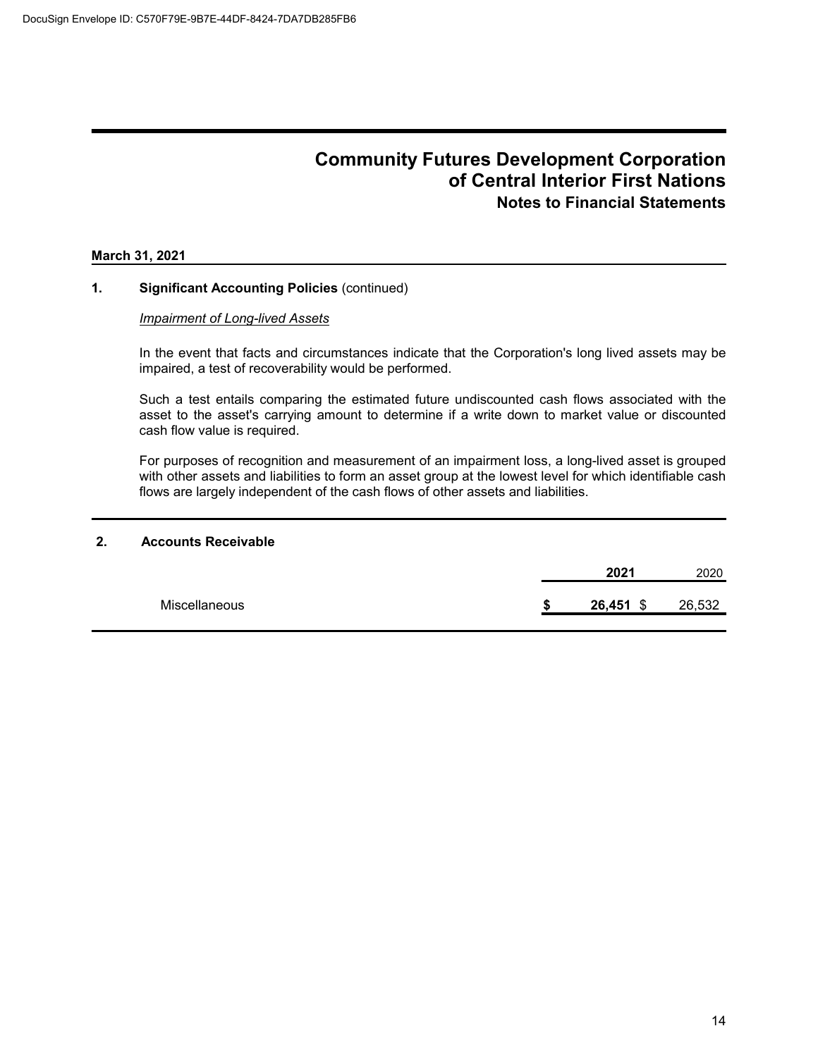# Community Futures Development Corporation of Central Interior First Nations
## Notes to Financial Statements

**March 31, 2021**

### 1. Significant Accounting Policies (continued)

*Impairment of Long-lived Assets*

In the event that facts and circumstances indicate that the Corporation's long lived assets may be impaired, a test of recoverability would be performed.

Such a test entails comparing the estimated future undiscounted cash flows associated with the asset to the asset's carrying amount to determine if a write down to market value or discounted cash flow value is required.

For purposes of recognition and measurement of an impairment loss, a long-lived asset is grouped with other assets and liabilities to form an asset group at the lowest level for which identifiable cash flows are largely independent of the cash flows of other assets and liabilities.

### 2. Accounts Receivable

| | **2021** | 2020 |
|---|---|---|
| Miscellaneous | **$ 26,451** | $ 26,532 |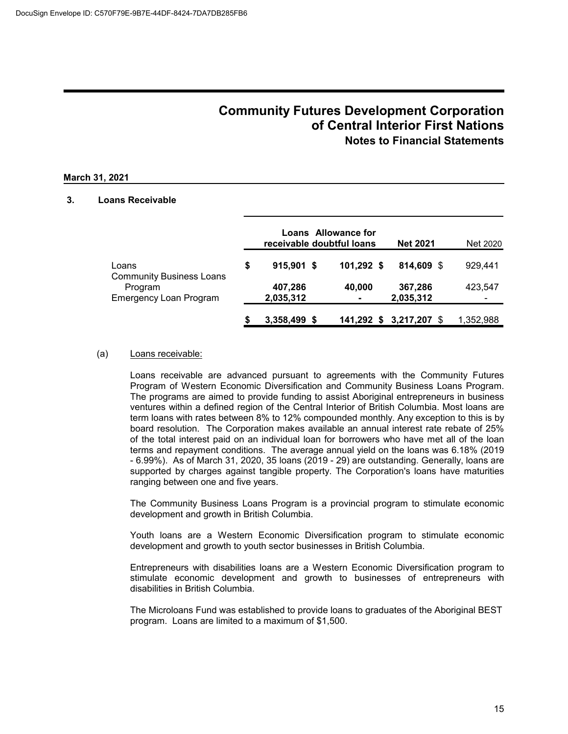DocuSign Envelope ID: C570F79E-9B7E-44DF-8424-7DA7DB285FB6

# Community Futures Development Corporation of Central Interior First Nations
## Notes to Financial Statements

**March 31, 2021**

### 3. Loans Receivable

| | Loans receivable | Allowance for doubtful loans | Net 2021 | Net 2020 |
|---|---|---|---|---|
| Loans | **$ 915,901** | **$ 101,292** | **$ 814,609** | $ 929,441 |
| Community Business Loans Program | **407,286** | **40,000** | **367,286** | 423,547 |
| Emergency Loan Program | **2,035,312** | **-** | **2,035,312** | - |
| | **$ 3,358,499** | **$ 141,292** | **$ 3,217,207** | $ 1,352,988 |

(a) Loans receivable:

Loans receivable are advanced pursuant to agreements with the Community Futures Program of Western Economic Diversification and Community Business Loans Program. The programs are aimed to provide funding to assist Aboriginal entrepreneurs in business ventures within a defined region of the Central Interior of British Columbia. Most loans are term loans with rates between 8% to 12% compounded monthly. Any exception to this is by board resolution. The Corporation makes available an annual interest rate rebate of 25% of the total interest paid on an individual loan for borrowers who have met all of the loan terms and repayment conditions. The average annual yield on the loans was 6.18% (2019 - 6.99%). As of March 31, 2020, 35 loans (2019 - 29) are outstanding. Generally, loans are supported by charges against tangible property. The Corporation's loans have maturities ranging between one and five years.

The Community Business Loans Program is a provincial program to stimulate economic development and growth in British Columbia.

Youth loans are a Western Economic Diversification program to stimulate economic development and growth to youth sector businesses in British Columbia.

Entrepreneurs with disabilities loans are a Western Economic Diversification program to stimulate economic development and growth to businesses of entrepreneurs with disabilities in British Columbia.

The Microloans Fund was established to provide loans to graduates of the Aboriginal BEST program. Loans are limited to a maximum of $1,500.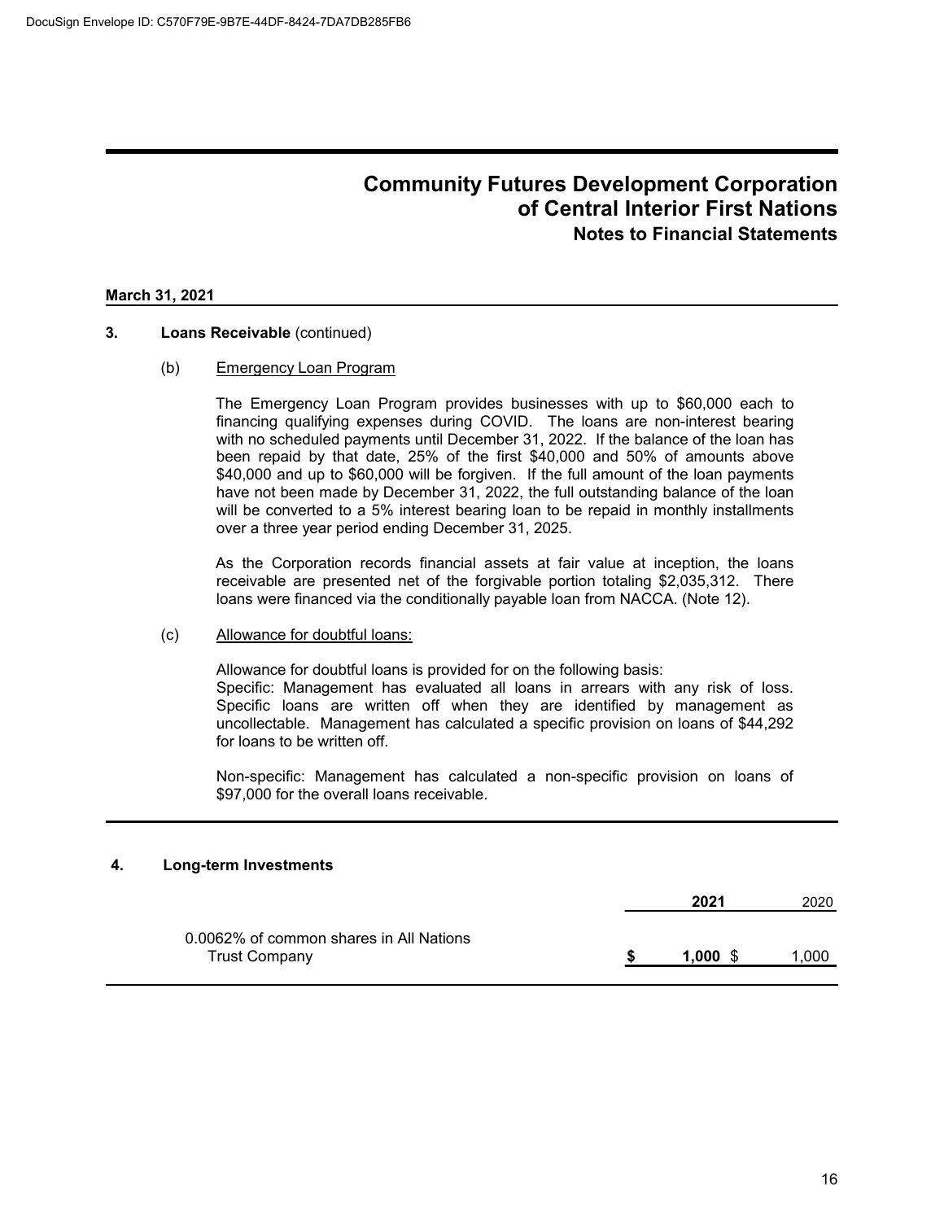# Community Futures Development Corporation of Central Interior First Nations
## Notes to Financial Statements

**March 31, 2021**

### 3. Loans Receivable (continued)

(b) Emergency Loan Program

The Emergency Loan Program provides businesses with up to $60,000 each to financing qualifying expenses during COVID. The loans are non-interest bearing with no scheduled payments until December 31, 2022. If the balance of the loan has been repaid by that date, 25% of the first $40,000 and 50% of amounts above $40,000 and up to $60,000 will be forgiven. If the full amount of the loan payments have not been made by December 31, 2022, the full outstanding balance of the loan will be converted to a 5% interest bearing loan to be repaid in monthly installments over a three year period ending December 31, 2025.

As the Corporation records financial assets at fair value at inception, the loans receivable are presented net of the forgivable portion totaling $2,035,312. There loans were financed via the conditionally payable loan from NACCA. (Note 12).

(c) Allowance for doubtful loans:

Allowance for doubtful loans is provided for on the following basis:
Specific: Management has evaluated all loans in arrears with any risk of loss. Specific loans are written off when they are identified by management as uncollectable. Management has calculated a specific provision on loans of $44,292 for loans to be written off.

Non-specific: Management has calculated a non-specific provision on loans of $97,000 for the overall loans receivable.

### 4. Long-term Investments

| | 2021 | 2020 |
|---|---|---|
| 0.0062% of common shares in All Nations Trust Company | **$ 1,000** | $ 1,000 |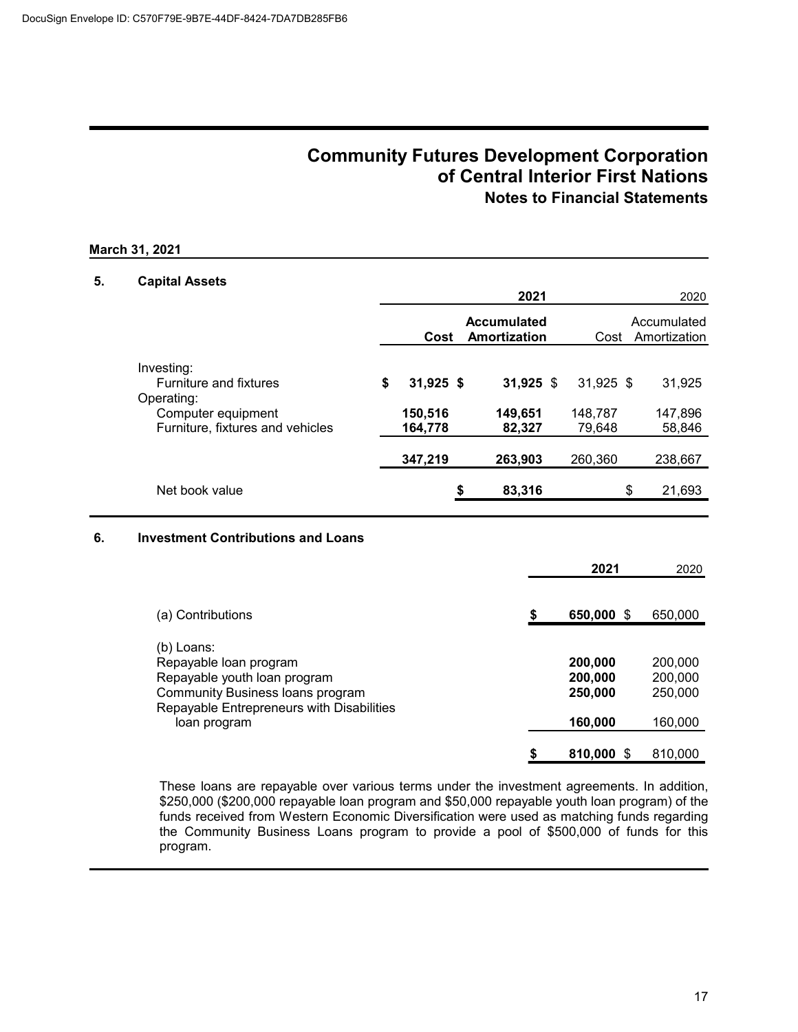# Community Futures Development Corporation of Central Interior First Nations

## Notes to Financial Statements

**March 31, 2021**

### 5. Capital Assets

| | **2021** | | 2020 | |
|---|---|---|---|---|
| | **Cost** | **Accumulated Amortization** | Cost | Accumulated Amortization |
| Investing: | | | | |
| Furniture and fixtures | **$ 31,925** | **$ 31,925** | $ 31,925 | $ 31,925 |
| Operating: | | | | |
| Computer equipment | **150,516** | **149,651** | 148,787 | 147,896 |
| Furniture, fixtures and vehicles | **164,778** | **82,327** | 79,648 | 58,846 |
| | **347,219** | **263,903** | 260,360 | 238,667 |
| Net book value | | **$ 83,316** | | $ 21,693 |

### 6. Investment Contributions and Loans

| | **2021** | 2020 |
|---|---|---|
| (a) Contributions | **$ 650,000** | $ 650,000 |
| (b) Loans: | | |
| Repayable loan program | **200,000** | 200,000 |
| Repayable youth loan program | **200,000** | 200,000 |
| Community Business loans program | **250,000** | 250,000 |
| Repayable Entrepreneurs with Disabilities loan program | **160,000** | 160,000 |
| | **$ 810,000** | $ 810,000 |

These loans are repayable over various terms under the investment agreements. In addition, $250,000 ($200,000 repayable loan program and $50,000 repayable youth loan program) of the funds received from Western Economic Diversification were used as matching funds regarding the Community Business Loans program to provide a pool of $500,000 of funds for this program.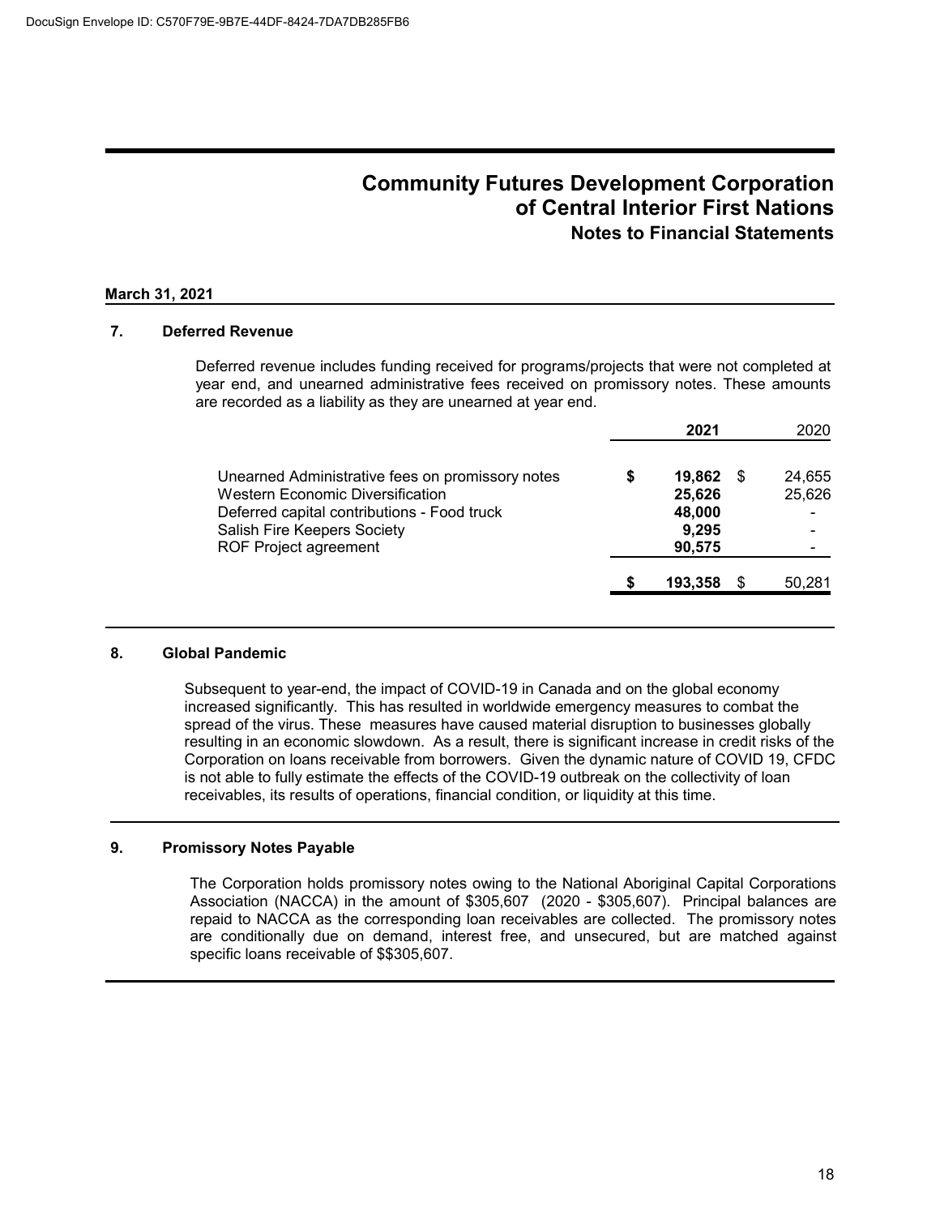# Community Futures Development Corporation of Central Interior First Nations
## Notes to Financial Statements

**March 31, 2021**

### 7. Deferred Revenue

Deferred revenue includes funding received for programs/projects that were not completed at year end, and unearned administrative fees received on promissory notes. These amounts are recorded as a liability as they are unearned at year end.

| | **2021** | 2020 |
|---|---|---|
| Unearned Administrative fees on promissory notes | **$ 19,862** | $ 24,655 |
| Western Economic Diversification | **25,626** | 25,626 |
| Deferred capital contributions - Food truck | **48,000** | - |
| Salish Fire Keepers Society | **9,295** | - |
| ROF Project agreement | **90,575** | - |
| | **$ 193,358** | $ 50,281 |

### 8. Global Pandemic

Subsequent to year-end, the impact of COVID-19 in Canada and on the global economy increased significantly. This has resulted in worldwide emergency measures to combat the spread of the virus. These measures have caused material disruption to businesses globally resulting in an economic slowdown. As a result, there is significant increase in credit risks of the Corporation on loans receivable from borrowers. Given the dynamic nature of COVID 19, CFDC is not able to fully estimate the effects of the COVID-19 outbreak on the collectivity of loan receivables, its results of operations, financial condition, or liquidity at this time.

### 9. Promissory Notes Payable

The Corporation holds promissory notes owing to the National Aboriginal Capital Corporations Association (NACCA) in the amount of $305,607 (2020 - $305,607). Principal balances are repaid to NACCA as the corresponding loan receivables are collected. The promissory notes are conditionally due on demand, interest free, and unsecured, but are matched against specific loans receivable of $$305,607.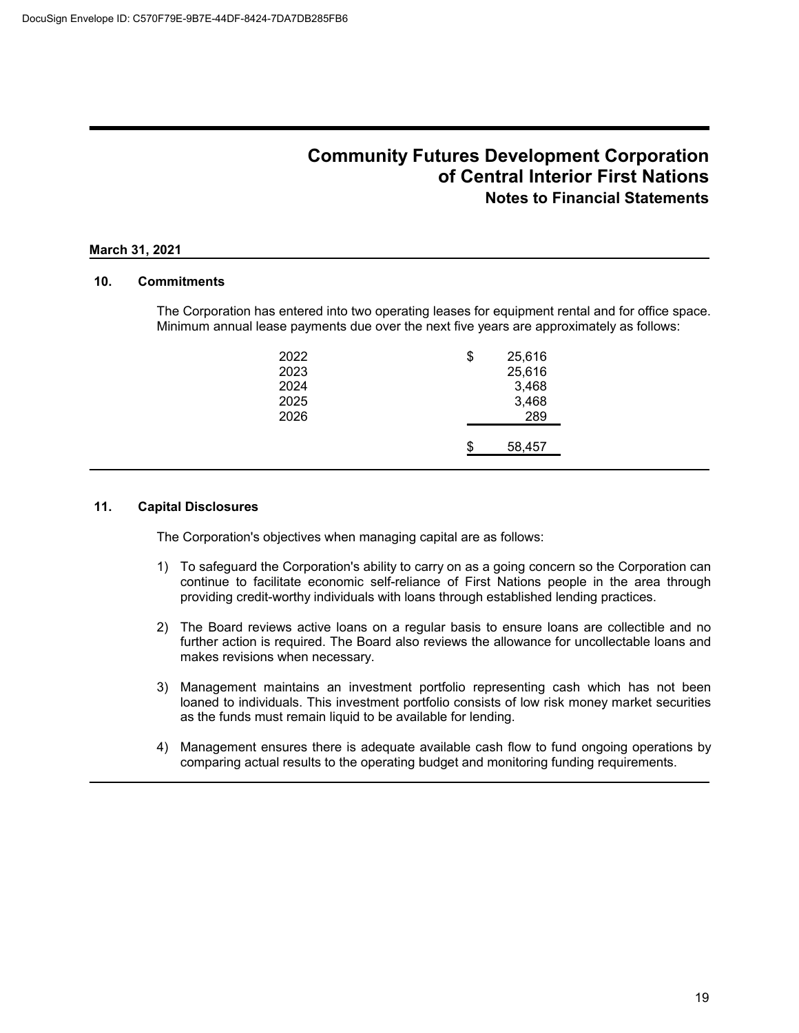# Community Futures Development Corporation of Central Interior First Nations

## Notes to Financial Statements

**March 31, 2021**

### 10. Commitments

The Corporation has entered into two operating leases for equipment rental and for office space. Minimum annual lease payments due over the next five years are approximately as follows:

| Year | Amount |
|---|---|
| 2022 | $ 25,616 |
| 2023 | 25,616 |
| 2024 | 3,468 |
| 2025 | 3,468 |
| 2026 | 289 |
| | $ 58,457 |

### 11. Capital Disclosures

The Corporation's objectives when managing capital are as follows:

1) To safeguard the Corporation's ability to carry on as a going concern so the Corporation can continue to facilitate economic self-reliance of First Nations people in the area through providing credit-worthy individuals with loans through established lending practices.

2) The Board reviews active loans on a regular basis to ensure loans are collectible and no further action is required. The Board also reviews the allowance for uncollectable loans and makes revisions when necessary.

3) Management maintains an investment portfolio representing cash which has not been loaned to individuals. This investment portfolio consists of low risk money market securities as the funds must remain liquid to be available for lending.

4) Management ensures there is adequate available cash flow to fund ongoing operations by comparing actual results to the operating budget and monitoring funding requirements.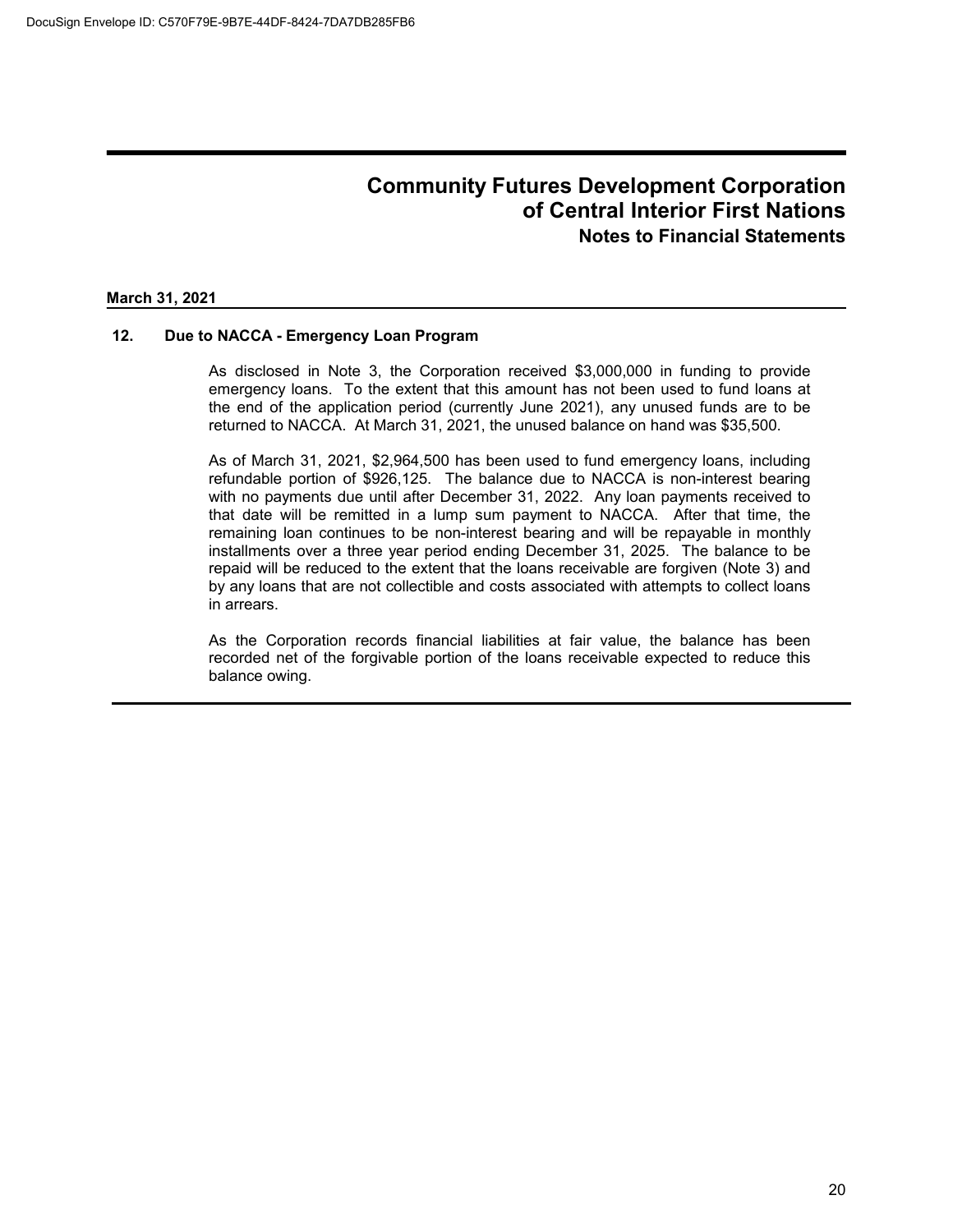# Community Futures Development Corporation of Central Interior First Nations
## Notes to Financial Statements

**March 31, 2021**

### 12. Due to NACCA - Emergency Loan Program

As disclosed in Note 3, the Corporation received $3,000,000 in funding to provide emergency loans. To the extent that this amount has not been used to fund loans at the end of the application period (currently June 2021), any unused funds are to be returned to NACCA. At March 31, 2021, the unused balance on hand was $35,500.

As of March 31, 2021, $2,964,500 has been used to fund emergency loans, including refundable portion of $926,125. The balance due to NACCA is non-interest bearing with no payments due until after December 31, 2022. Any loan payments received to that date will be remitted in a lump sum payment to NACCA. After that time, the remaining loan continues to be non-interest bearing and will be repayable in monthly installments over a three year period ending December 31, 2025. The balance to be repaid will be reduced to the extent that the loans receivable are forgiven (Note 3) and by any loans that are not collectible and costs associated with attempts to collect loans in arrears.

As the Corporation records financial liabilities at fair value, the balance has been recorded net of the forgivable portion of the loans receivable expected to reduce this balance owing.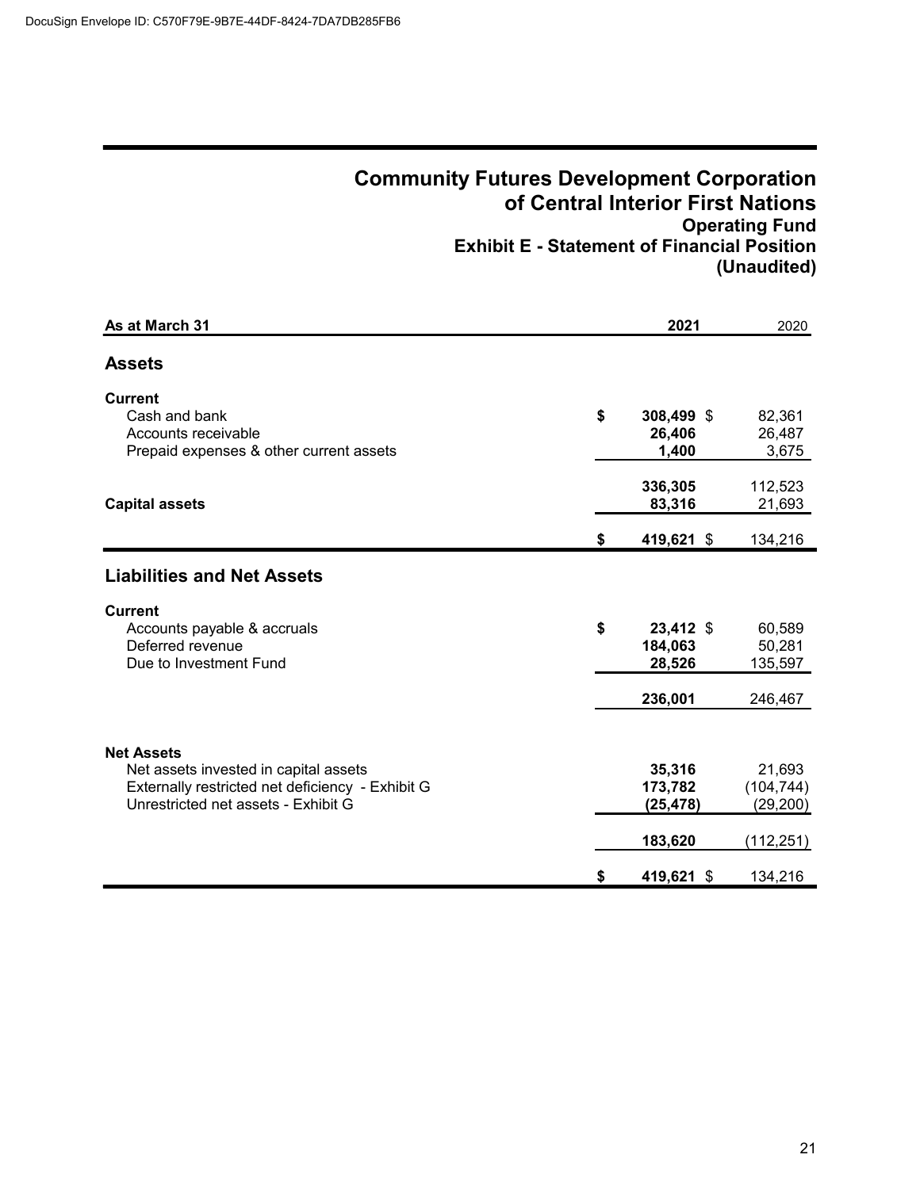DocuSign Envelope ID: C570F79E-9B7E-44DF-8424-7DA7DB285FB6

# Community Futures Development Corporation of Central Interior First Nations

## Operating Fund

## Exhibit E - Statement of Financial Position

## (Unaudited)

| As at March 31 | 2021 | 2020 |
|---|---|---|
| **Assets** | | |
| **Current** | | |
| Cash and bank | $ **308,499** | $ 82,361 |
| Accounts receivable | **26,406** | 26,487 |
| Prepaid expenses & other current assets | **1,400** | 3,675 |
| | **336,305** | 112,523 |
| **Capital assets** | **83,316** | 21,693 |
| | $ **419,621** | $ 134,216 |
| **Liabilities and Net Assets** | | |
| **Current** | | |
| Accounts payable & accruals | $ **23,412** | $ 60,589 |
| Deferred revenue | **184,063** | 50,281 |
| Due to Investment Fund | **28,526** | 135,597 |
| | **236,001** | 246,467 |
| **Net Assets** | | |
| Net assets invested in capital assets | **35,316** | 21,693 |
| Externally restricted net deficiency - Exhibit G | **173,782** | (104,744) |
| Unrestricted net assets - Exhibit G | **(25,478)** | (29,200) |
| | **183,620** | (112,251) |
| | $ **419,621** | $ 134,216 |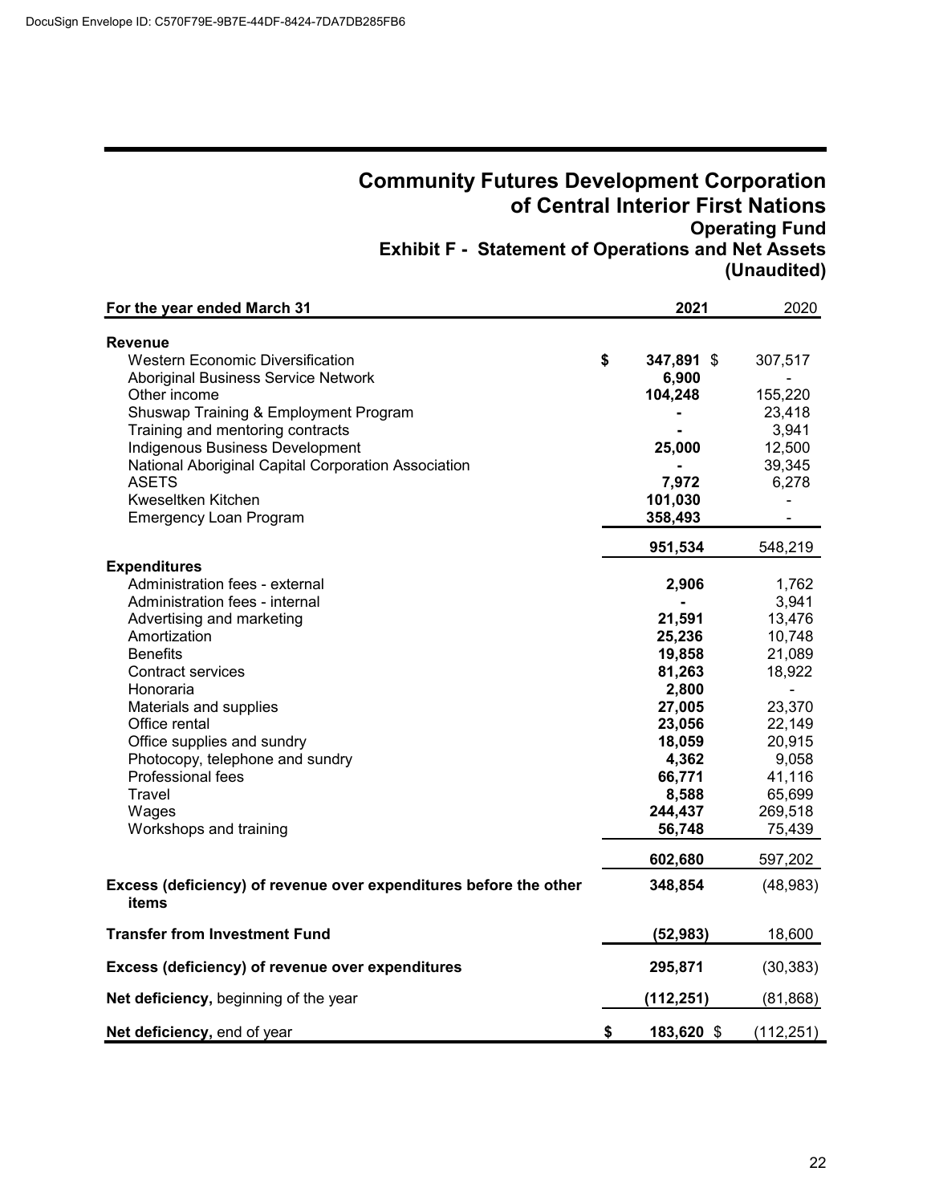# Community Futures Development Corporation of Central Interior First Nations

## Operating Fund

### Exhibit F - Statement of Operations and Net Assets (Unaudited)

| For the year ended March 31 | 2021 | 2020 |
|---|---|---|
| **Revenue** | | |
| Western Economic Diversification | $ **347,891** | $ 307,517 |
| Aboriginal Business Service Network | **6,900** | - |
| Other income | **104,248** | 155,220 |
| Shuswap Training & Employment Program | **-** | 23,418 |
| Training and mentoring contracts | **-** | 3,941 |
| Indigenous Business Development | **25,000** | 12,500 |
| National Aboriginal Capital Corporation Association | **-** | 39,345 |
| ASETS | **7,972** | 6,278 |
| Kweseltken Kitchen | **101,030** | - |
| Emergency Loan Program | **358,493** | - |
| | **951,534** | 548,219 |
| **Expenditures** | | |
| Administration fees - external | **2,906** | 1,762 |
| Administration fees - internal | **-** | 3,941 |
| Advertising and marketing | **21,591** | 13,476 |
| Amortization | **25,236** | 10,748 |
| Benefits | **19,858** | 21,089 |
| Contract services | **81,263** | 18,922 |
| Honoraria | **2,800** | - |
| Materials and supplies | **27,005** | 23,370 |
| Office rental | **23,056** | 22,149 |
| Office supplies and sundry | **18,059** | 20,915 |
| Photocopy, telephone and sundry | **4,362** | 9,058 |
| Professional fees | **66,771** | 41,116 |
| Travel | **8,588** | 65,699 |
| Wages | **244,437** | 269,518 |
| Workshops and training | **56,748** | 75,439 |
| | **602,680** | 597,202 |
| **Excess (deficiency) of revenue over expenditures before the other items** | **348,854** | (48,983) |
| **Transfer from Investment Fund** | **(52,983)** | 18,600 |
| **Excess (deficiency) of revenue over expenditures** | **295,871** | (30,383) |
| **Net deficiency,** beginning of the year | **(112,251)** | (81,868) |
| **Net deficiency,** end of year | $ **183,620** | $ (112,251) |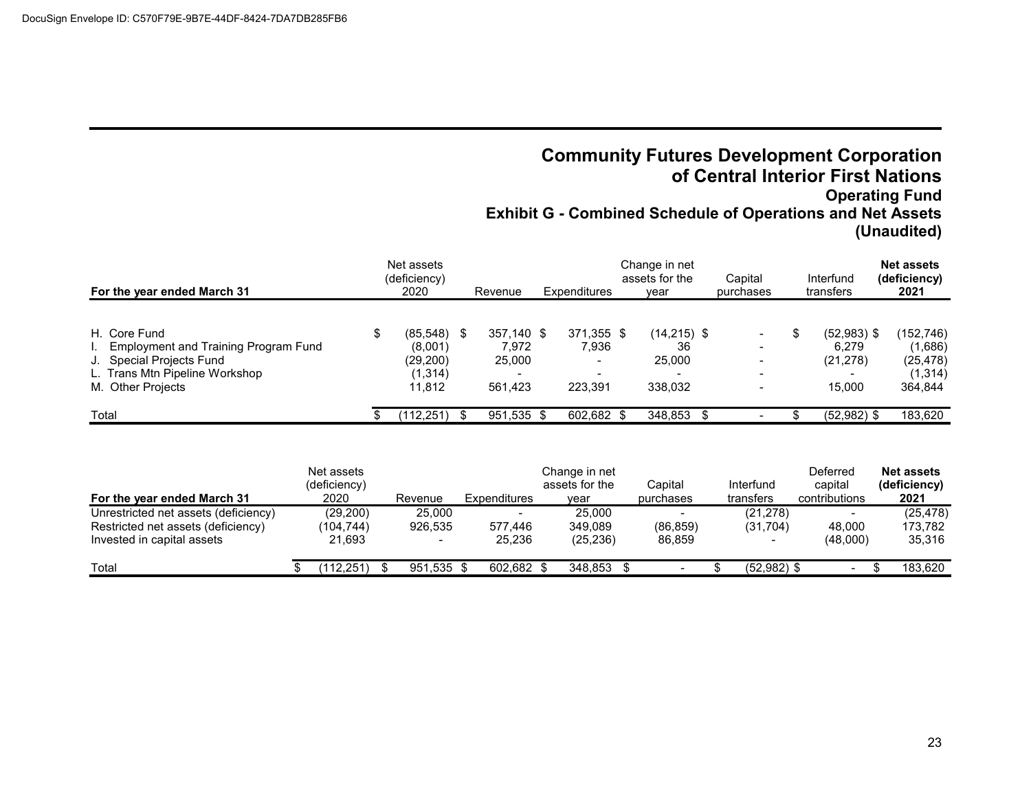DocuSign Envelope ID: C570F79E-9B7E-44DF-8424-7DA7DB285FB6

# Community Futures Development Corporation of Central Interior First Nations

## Operating Fund

## Exhibit G - Combined Schedule of Operations and Net Assets (Unaudited)

| For the year ended March 31 | Net assets (deficiency) 2020 | Revenue | Expenditures | Change in net assets for the year | Capital purchases | Interfund transfers | **Net assets (deficiency) 2021** |
|---|---|---|---|---|---|---|---|
| H. Core Fund | $ (85,548) | $ 357,140 | $ 371,355 | $ (14,215) | $ - | $ (52,983) | $ (152,746) |
| I. Employment and Training Program Fund | (8,001) | 7,972 | 7,936 | 36 | - | 6,279 | (1,686) |
| J. Special Projects Fund | (29,200) | 25,000 | - | 25,000 | - | (21,278) | (25,478) |
| L. Trans Mtn Pipeline Workshop | (1,314) | - | - | - | - | - | (1,314) |
| M. Other Projects | 11,812 | 561,423 | 223,391 | 338,032 | - | 15,000 | 364,844 |
| Total | $ (112,251) | $ 951,535 | $ 602,682 | $ 348,853 | $ - | $ (52,982) | $ 183,620 |

| For the year ended March 31 | Net assets (deficiency) 2020 | Revenue | Expenditures | Change in net assets for the year | Capital purchases | Interfund transfers | Deferred capital contributions | **Net assets (deficiency) 2021** |
|---|---|---|---|---|---|---|---|---|
| Unrestricted net assets (deficiency) | (29,200) | 25,000 | - | 25,000 | - | (21,278) | - | (25,478) |
| Restricted net assets (deficiency) | (104,744) | 926,535 | 577,446 | 349,089 | (86,859) | (31,704) | 48,000 | 173,782 |
| Invested in capital assets | 21,693 | - | 25,236 | (25,236) | 86,859 | - | (48,000) | 35,316 |
| Total | $ (112,251) | $ 951,535 | $ 602,682 | $ 348,853 | $ - | $ (52,982) | $ - | $ 183,620 |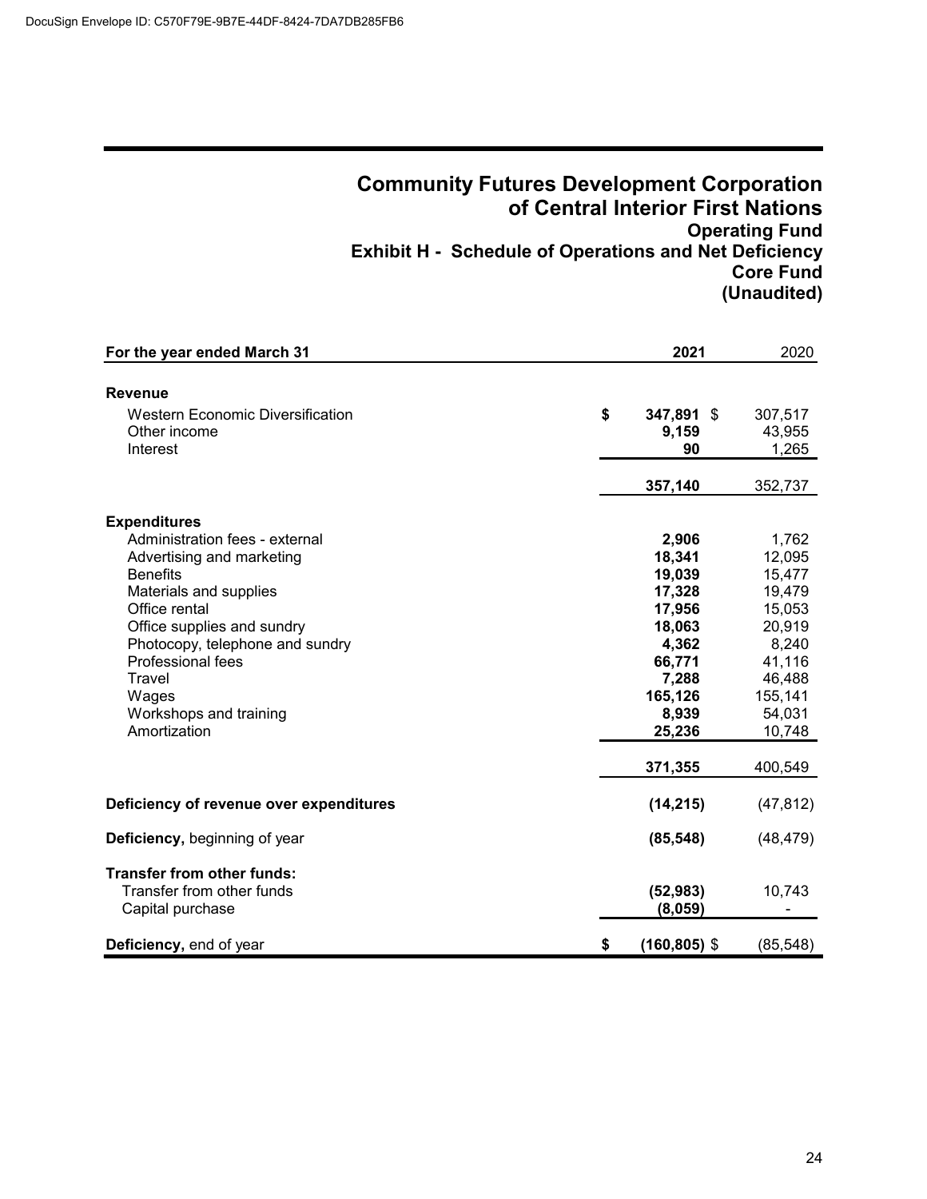# Community Futures Development Corporation of Central Interior First Nations

## Operating Fund

## Exhibit H - Schedule of Operations and Net Deficiency

## Core Fund

## (Unaudited)

| For the year ended March 31 | 2021 | 2020 |
|---|---|---|
| **Revenue** | | |
| Western Economic Diversification | $ **347,891** | $ 307,517 |
| Other income | **9,159** | 43,955 |
| Interest | **90** | 1,265 |
| | **357,140** | 352,737 |
| **Expenditures** | | |
| Administration fees - external | **2,906** | 1,762 |
| Advertising and marketing | **18,341** | 12,095 |
| Benefits | **19,039** | 15,477 |
| Materials and supplies | **17,328** | 19,479 |
| Office rental | **17,956** | 15,053 |
| Office supplies and sundry | **18,063** | 20,919 |
| Photocopy, telephone and sundry | **4,362** | 8,240 |
| Professional fees | **66,771** | 41,116 |
| Travel | **7,288** | 46,488 |
| Wages | **165,126** | 155,141 |
| Workshops and training | **8,939** | 54,031 |
| Amortization | **25,236** | 10,748 |
| | **371,355** | 400,549 |
| **Deficiency of revenue over expenditures** | **(14,215)** | (47,812) |
| **Deficiency,** beginning of year | **(85,548)** | (48,479) |
| **Transfer from other funds:** | | |
| Transfer from other funds | **(52,983)** | 10,743 |
| Capital purchase | **(8,059)** | - |
| **Deficiency,** end of year | $ **(160,805)** | $ (85,548) |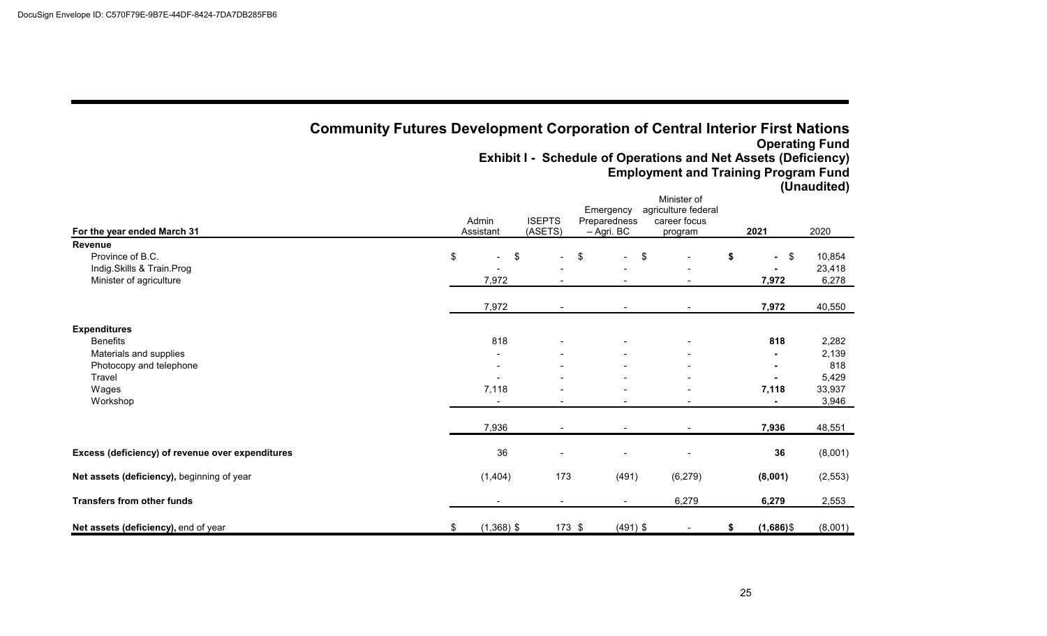DocuSign Envelope ID: C570F79E-9B7E-44DF-8424-7DA7DB285FB6

# Community Futures Development Corporation of Central Interior First Nations

## Operating Fund

## Exhibit I - Schedule of Operations and Net Assets (Deficiency)

## Employment and Training Program Fund

## (Unaudited)

| For the year ended March 31 | Admin Assistant | ISEPTS (ASETS) | Emergency Preparedness – Agri. BC | Minister of agriculture federal career focus program | **2021** | 2020 |
|---|---|---|---|---|---|---|
| **Revenue** | | | | | | |
| Province of B.C. | $ - | $ - | $ - | $ - | **$ -** | $ 10,854 |
| Indig.Skills & Train.Prog | - | - | - | - | **-** | 23,418 |
| Minister of agriculture | 7,972 | - | - | - | **7,972** | 6,278 |
| | 7,972 | - | - | - | **7,972** | 40,550 |
| **Expenditures** | | | | | | |
| Benefits | 818 | - | - | - | **818** | 2,282 |
| Materials and supplies | - | - | - | - | **-** | 2,139 |
| Photocopy and telephone | - | - | - | - | **-** | 818 |
| Travel | - | - | - | - | **-** | 5,429 |
| Wages | 7,118 | - | - | - | **7,118** | 33,937 |
| Workshop | - | - | - | - | **-** | 3,946 |
| | 7,936 | - | - | - | **7,936** | 48,551 |
| **Excess (deficiency) of revenue over expenditures** | 36 | - | - | - | **36** | (8,001) |
| **Net assets (deficiency),** beginning of year | (1,404) | 173 | (491) | (6,279) | **(8,001)** | (2,553) |
| **Transfers from other funds** | - | - | - | 6,279 | **6,279** | 2,553 |
| **Net assets (deficiency),** end of year | $ (1,368) | $ 173 | $ (491) | $ - | **$ (1,686)** | $ (8,001) |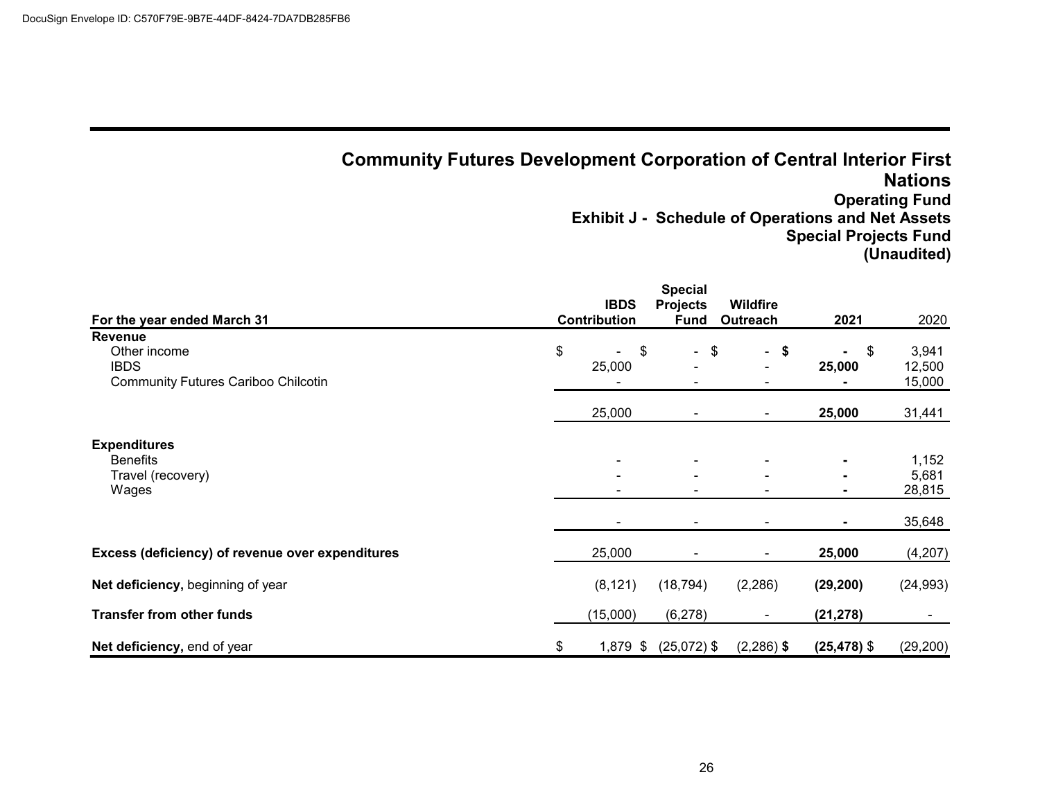# Community Futures Development Corporation of Central Interior First Nations

## Operating Fund

## Exhibit J - Schedule of Operations and Net Assets

## Special Projects Fund

## (Unaudited)

| For the year ended March 31 | IBDS Contribution | Special Projects Fund | Wildfire Outreach | 2021 | 2020 |
|---|---|---|---|---|---|
| **Revenue** | | | | | |
| Other income | $ - | $ - | $ - | **$ -** | $ 3,941 |
| IBDS | 25,000 | - | - | **25,000** | 12,500 |
| Community Futures Cariboo Chilcotin | - | - | - | **-** | 15,000 |
| | 25,000 | - | - | **25,000** | 31,441 |
| **Expenditures** | | | | | |
| Benefits | - | - | - | **-** | 1,152 |
| Travel (recovery) | - | - | - | **-** | 5,681 |
| Wages | - | - | - | **-** | 28,815 |
| | - | - | - | **-** | 35,648 |
| **Excess (deficiency) of revenue over expenditures** | 25,000 | - | - | **25,000** | (4,207) |
| **Net deficiency,** beginning of year | (8,121) | (18,794) | (2,286) | **(29,200)** | (24,993) |
| **Transfer from other funds** | (15,000) | (6,278) | - | **(21,278)** | - |
| **Net deficiency,** end of year | $ 1,879 | $ (25,072) | $ (2,286) | **$ (25,478)** | $ (29,200) |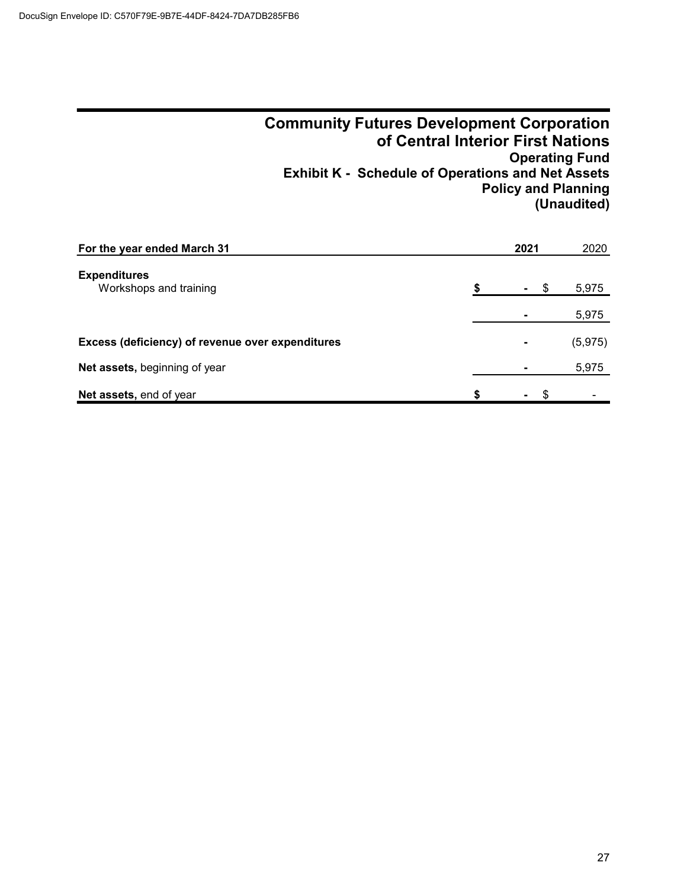DocuSign Envelope ID: C570F79E-9B7E-44DF-8424-7DA7DB285FB6

# Community Futures Development Corporation of Central Interior First Nations

## Operating Fund

## Exhibit K - Schedule of Operations and Net Assets

## Policy and Planning

## (Unaudited)

| For the year ended March 31 | 2021 | 2020 |
|---|---|---|
| **Expenditures** | | |
| Workshops and training | $ - | $ 5,975 |
| | - | 5,975 |
| **Excess (deficiency) of revenue over expenditures** | - | (5,975) |
| **Net assets,** beginning of year | - | 5,975 |
| **Net assets,** end of year | $ - | $ - |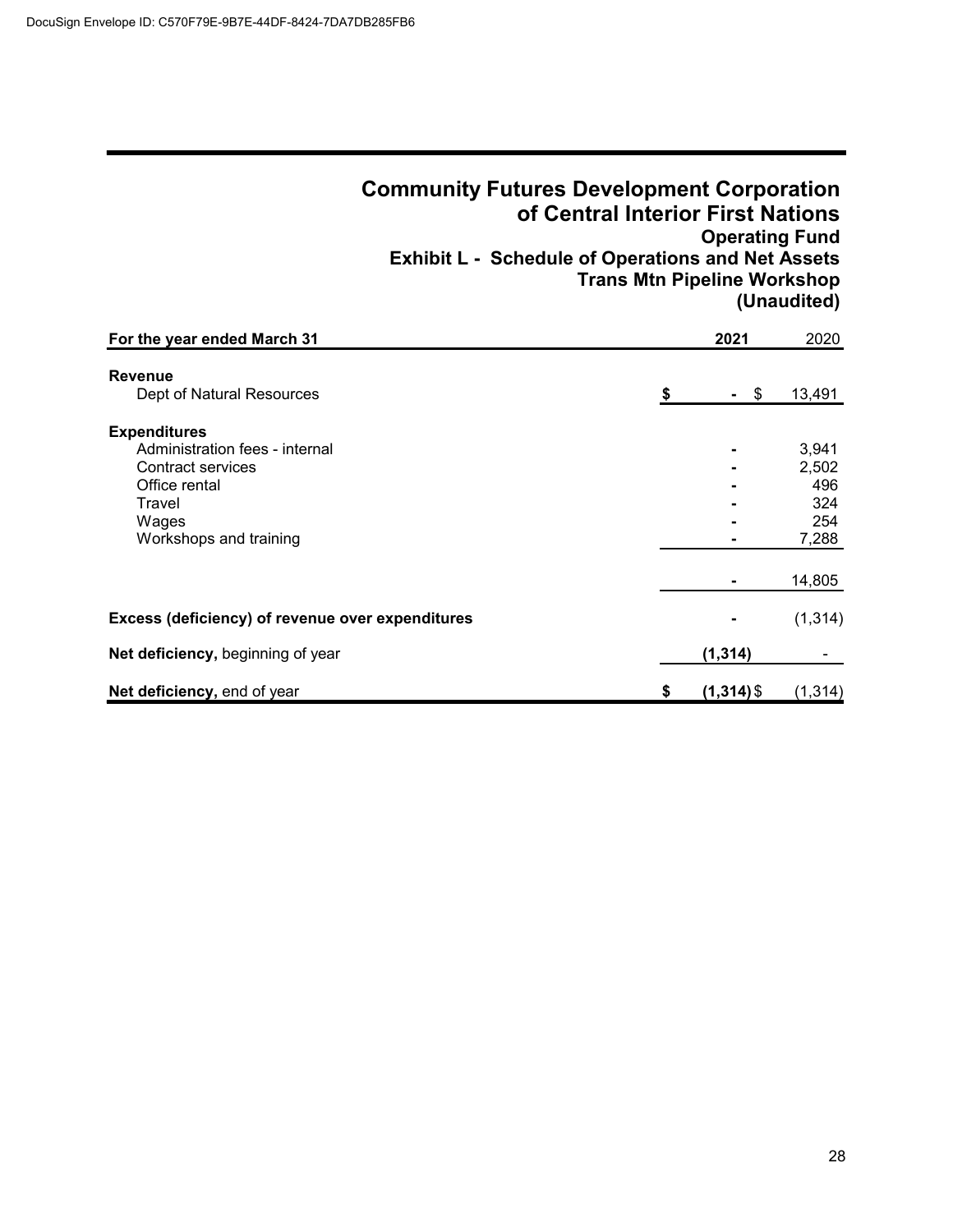DocuSign Envelope ID: C570F79E-9B7E-44DF-8424-7DA7DB285FB6

# Community Futures Development Corporation of Central Interior First Nations

## Operating Fund

## Exhibit L - Schedule of Operations and Net Assets

## Trans Mtn Pipeline Workshop

## (Unaudited)

| For the year ended March 31 | 2021 | 2020 |
|---|---|---|
| **Revenue** | | |
| Dept of Natural Resources | $ - | $ 13,491 |
| **Expenditures** | | |
| Administration fees - internal | - | 3,941 |
| Contract services | - | 2,502 |
| Office rental | - | 496 |
| Travel | - | 324 |
| Wages | - | 254 |
| Workshops and training | - | 7,288 |
| | - | 14,805 |
| **Excess (deficiency) of revenue over expenditures** | - | (1,314) |
| **Net deficiency,** beginning of year | (1,314) | - |
| **Net deficiency,** end of year | $ (1,314) | $ (1,314) |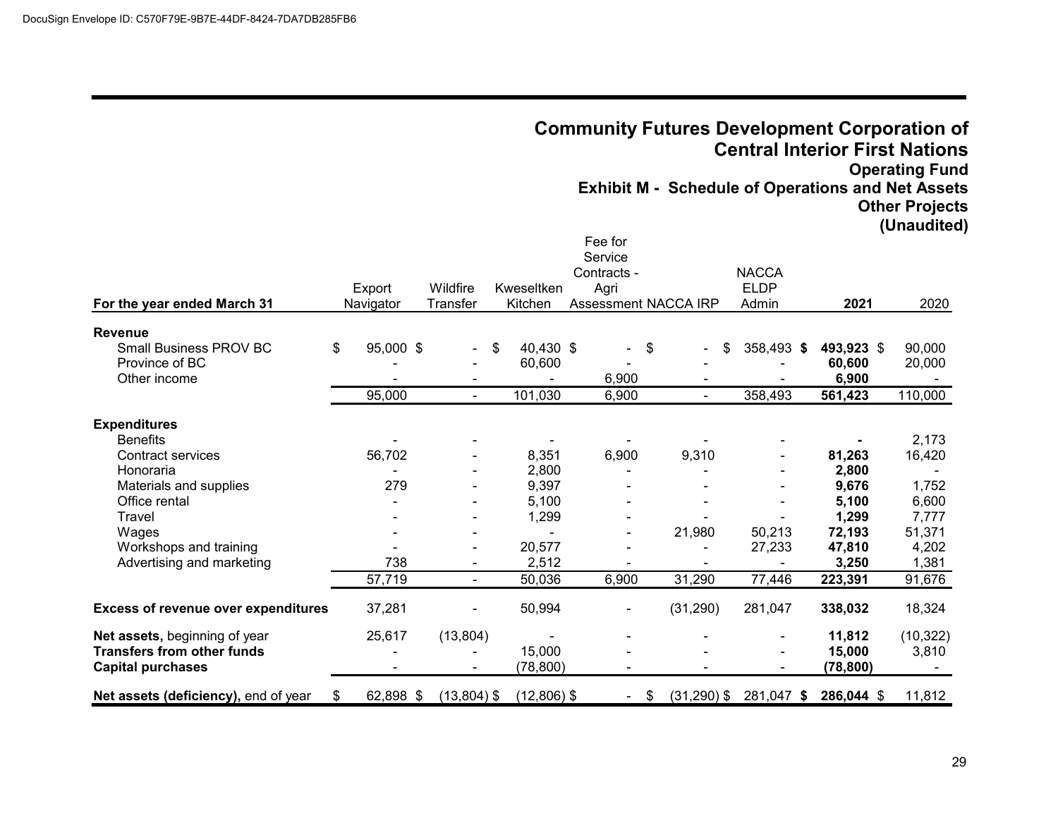# Community Futures Development Corporation of Central Interior First Nations

## Operating Fund

### Exhibit M - Schedule of Operations and Net Assets

### Other Projects

### (Unaudited)

| For the year ended March 31 | Export Navigator | Wildfire Transfer | Kweseltken Kitchen | Fee for Service Contracts - Agri Assessment | NACCA IRP | NACCA ELDP Admin | **2021** | 2020 |
|---|---|---|---|---|---|---|---|---|
| **Revenue** | | | | | | | | |
| Small Business PROV BC | $ 95,000 | $ - | $ 40,430 | $ - | $ - | $ 358,493 | **$ 493,923** | $ 90,000 |
| Province of BC | - | - | 60,600 | - | - | - | **60,600** | 20,000 |
| Other income | - | - | - | 6,900 | - | - | **6,900** | - |
| | 95,000 | - | 101,030 | 6,900 | - | 358,493 | **561,423** | 110,000 |
| **Expenditures** | | | | | | | | |
| Benefits | - | - | - | - | - | - | **-** | 2,173 |
| Contract services | 56,702 | - | 8,351 | 6,900 | 9,310 | - | **81,263** | 16,420 |
| Honoraria | - | - | 2,800 | - | - | - | **2,800** | - |
| Materials and supplies | 279 | - | 9,397 | - | - | - | **9,676** | 1,752 |
| Office rental | - | - | 5,100 | - | - | - | **5,100** | 6,600 |
| Travel | - | - | 1,299 | - | - | - | **1,299** | 7,777 |
| Wages | - | - | - | - | 21,980 | 50,213 | **72,193** | 51,371 |
| Workshops and training | - | - | 20,577 | - | - | 27,233 | **47,810** | 4,202 |
| Advertising and marketing | 738 | - | 2,512 | - | - | - | **3,250** | 1,381 |
| | 57,719 | - | 50,036 | 6,900 | 31,290 | 77,446 | **223,391** | 91,676 |
| **Excess of revenue over expenditures** | 37,281 | - | 50,994 | - | (31,290) | 281,047 | **338,032** | 18,324 |
| **Net assets,** beginning of year | 25,617 | (13,804) | - | - | - | - | **11,812** | (10,322) |
| **Transfers from other funds** | - | - | 15,000 | - | - | - | **15,000** | 3,810 |
| **Capital purchases** | - | - | (78,800) | - | - | - | **(78,800)** | - |
| **Net assets (deficiency),** end of year | $ 62,898 | $ (13,804) | $ (12,806) | $ - | $ (31,290) | $ 281,047 | **$ 286,044** | $ 11,812 |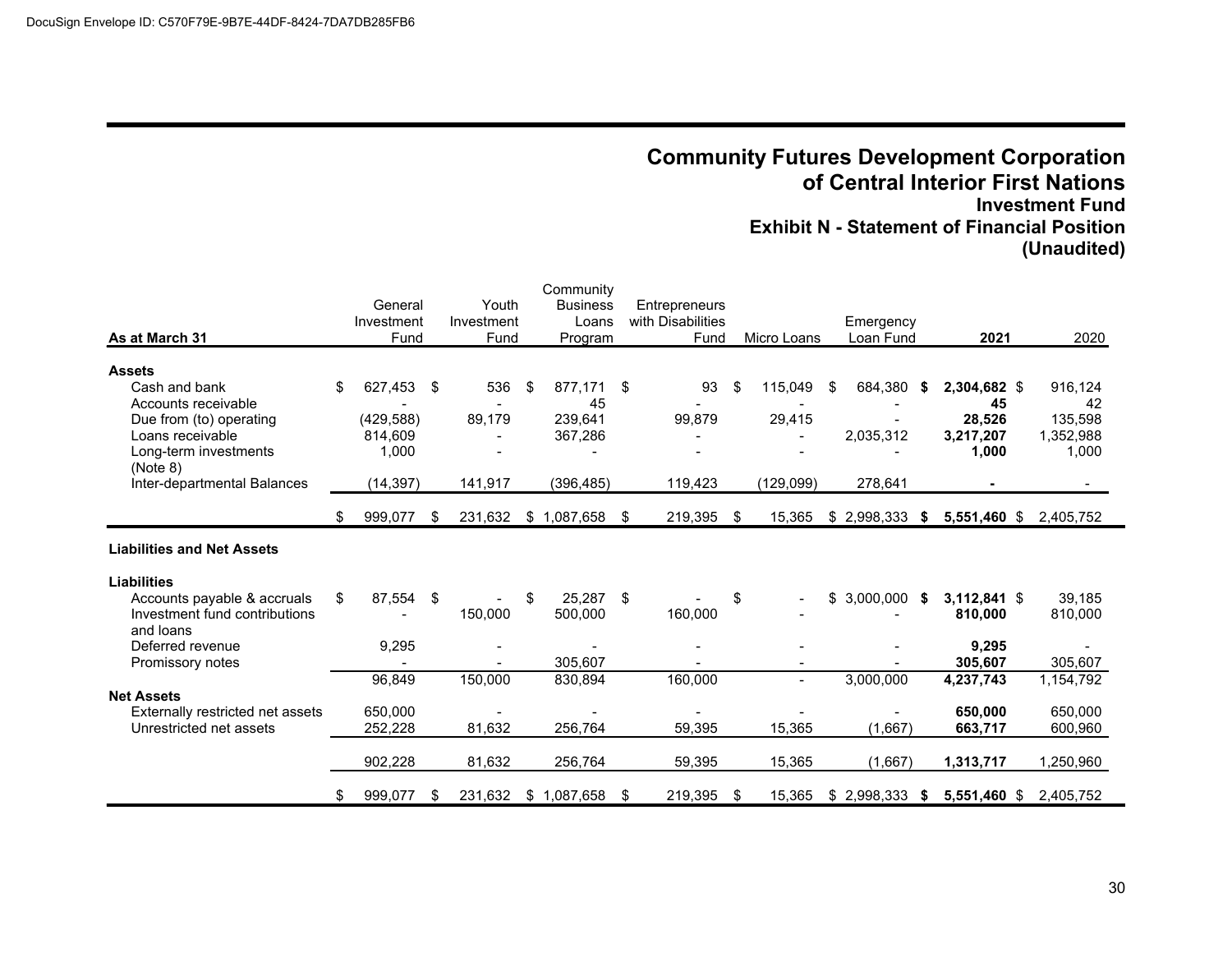DocuSign Envelope ID: C570F79E-9B7E-44DF-8424-7DA7DB285FB6

# Community Futures Development Corporation of Central Interior First Nations

## Investment Fund

## Exhibit N - Statement of Financial Position

## (Unaudited)

| As at March 31 | General Investment Fund | Youth Investment Fund | Community Business Loans Program | Entrepreneurs with Disabilities Fund | Micro Loans | Emergency Loan Fund | 2021 | 2020 |
|---|---|---|---|---|---|---|---|---|
| **Assets** | | | | | | | | |
| Cash and bank | $ 627,453 | $ 536 | $ 877,171 | $ 93 | $ 115,049 | $ 684,380 | **$ 2,304,682** | $ 916,124 |
| Accounts receivable | - | - | 45 | - | - | - | **45** | 42 |
| Due from (to) operating | (429,588) | 89,179 | 239,641 | 99,879 | 29,415 | - | **28,526** | 135,598 |
| Loans receivable | 814,609 | - | 367,286 | - | - | 2,035,312 | **3,217,207** | 1,352,988 |
| Long-term investments (Note 8) | 1,000 | - | - | - | - | - | **1,000** | 1,000 |
| Inter-departmental Balances | (14,397) | 141,917 | (396,485) | 119,423 | (129,099) | 278,641 | **-** | - |
| | $ 999,077 | $ 231,632 | $ 1,087,658 | $ 219,395 | $ 15,365 | $ 2,998,333 | **$ 5,551,460** | $ 2,405,752 |
| **Liabilities and Net Assets** | | | | | | | | |
| **Liabilities** | | | | | | | | |
| Accounts payable & accruals | $ 87,554 | $ - | $ 25,287 | $ - | $ - | $ 3,000,000 | **$ 3,112,841** | $ 39,185 |
| Investment fund contributions and loans | - | 150,000 | 500,000 | 160,000 | - | - | **810,000** | 810,000 |
| Deferred revenue | 9,295 | - | - | - | - | - | **9,295** | - |
| Promissory notes | - | - | 305,607 | - | - | - | **305,607** | 305,607 |
| | 96,849 | 150,000 | 830,894 | 160,000 | - | 3,000,000 | **4,237,743** | 1,154,792 |
| **Net Assets** | | | | | | | | |
| Externally restricted net assets | 650,000 | - | - | - | - | - | **650,000** | 650,000 |
| Unrestricted net assets | 252,228 | 81,632 | 256,764 | 59,395 | 15,365 | (1,667) | **663,717** | 600,960 |
| | 902,228 | 81,632 | 256,764 | 59,395 | 15,365 | (1,667) | **1,313,717** | 1,250,960 |
| | $ 999,077 | $ 231,632 | $ 1,087,658 | $ 219,395 | $ 15,365 | $ 2,998,333 | **$ 5,551,460** | $ 2,405,752 |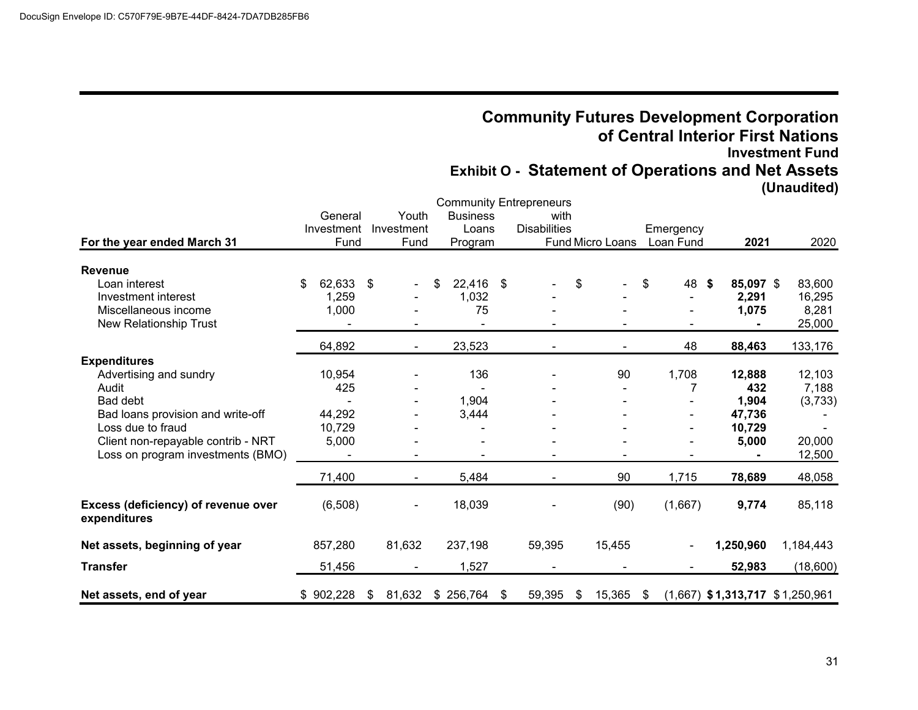DocuSign Envelope ID: C570F79E-9B7E-44DF-8424-7DA7DB285FB6

# Community Futures Development Corporation of Central Interior First Nations

### Investment Fund

## Exhibit O - Statement of Operations and Net Assets

### (Unaudited)

| For the year ended March 31 | General Investment Fund | Youth Investment Fund | Community Business Loans Program | Entrepreneurs with Disabilities Fund | Micro Loans | Emergency Loan Fund | **2021** | 2020 |
|---|---|---|---|---|---|---|---|---|
| **Revenue** | | | | | | | | |
| Loan interest | $ 62,633 | $ - | $ 22,416 | $ - | $ - | $ 48 | **$ 85,097** | $ 83,600 |
| Investment interest | 1,259 | - | 1,032 | - | - | - | **2,291** | 16,295 |
| Miscellaneous income | 1,000 | - | 75 | - | - | - | **1,075** | 8,281 |
| New Relationship Trust | - | - | - | - | - | - | **-** | 25,000 |
| | 64,892 | - | 23,523 | - | - | 48 | **88,463** | 133,176 |
| **Expenditures** | | | | | | | | |
| Advertising and sundry | 10,954 | - | 136 | - | 90 | 1,708 | **12,888** | 12,103 |
| Audit | 425 | - | - | - | - | 7 | **432** | 7,188 |
| Bad debt | - | - | 1,904 | - | - | - | **1,904** | (3,733) |
| Bad loans provision and write-off | 44,292 | - | 3,444 | - | - | - | **47,736** | - |
| Loss due to fraud | 10,729 | - | - | - | - | - | **10,729** | - |
| Client non-repayable contrib - NRT | 5,000 | - | - | - | - | - | **5,000** | 20,000 |
| Loss on program investments (BMO) | - | - | - | - | - | - | **-** | 12,500 |
| | 71,400 | - | 5,484 | - | 90 | 1,715 | **78,689** | 48,058 |
| **Excess (deficiency) of revenue over expenditures** | (6,508) | - | 18,039 | - | (90) | (1,667) | **9,774** | 85,118 |
| **Net assets, beginning of year** | 857,280 | 81,632 | 237,198 | 59,395 | 15,455 | - | **1,250,960** | 1,184,443 |
| **Transfer** | 51,456 | - | 1,527 | - | - | - | **52,983** | (18,600) |
| **Net assets, end of year** | $ 902,228 | $ 81,632 | $ 256,764 | $ 59,395 | $ 15,365 | $ (1,667) | **$ 1,313,717** | $ 1,250,961 |